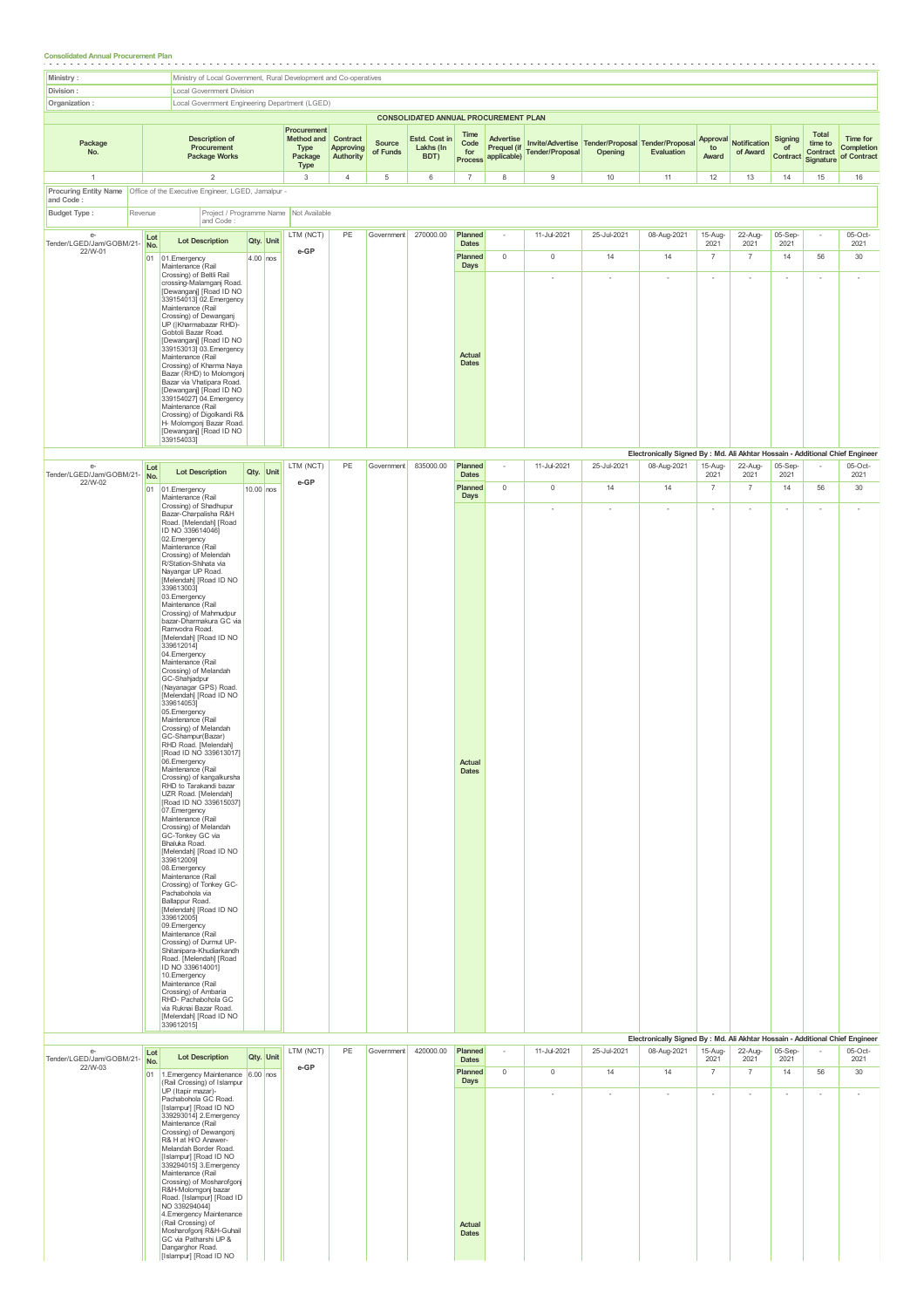**Consolidated Annual Procurement Plan**

| | |
|---|---|
| **Ministry :** | Ministry of Local Government, Rural Development and Co-operatives |
| **Division :** | Local Government Division |
| **Organization :** | Local Government Engineering Department (LGED) |

**CONSOLIDATED ANNUAL PROCUREMENT PLAN**

| Package No. | Description of Procurement Package Works | Procurement Method and Type Package Type | Contract Approving Authority | Source of Funds | Estd. Cost in Lakhs (In BDT) | Time Code for Process | Advertise Prequel (if applicable) | Invite/Advertise Tender/Proposal | Tender/Proposal Opening | Tender/Proposal Evaluation | Approval to Award | Notification of Award | Signing of Contract | Total time to Contract Signature | Time for Completion of Contract |
|---|---|---|---|---|---|---|---|---|---|---|---|---|---|---|---|
| 1 | 2 | 3 | 4 | 5 | 6 | 7 | 8 | 9 | 10 | 11 | 12 | 13 | 14 | 15 | 16 |

**Procuring Entity Name and Code :** Office of the Executive Engineer, LGED, Jamalpur -

**Budget Type :** Revenue | **Project / Programme Name and Code :** Not Available

| Package No. | Description of Procurement Package Works | Procurement Method and Type Package Type | Contract Approving Authority | Source of Funds | Estd. Cost in Lakhs (In BDT) | Time Code for Process | Advertise Prequel (if applicable) | Invite/Advertise Tender/Proposal | Tender/Proposal Opening | Tender/Proposal Evaluation | Approval to Award | Notification of Award | Signing of Contract | Total time to Contract Signature | Time for Completion of Contract |
|---|---|---|---|---|---|---|---|---|---|---|---|---|---|---|---|
| e-Tender/LGED/Jam/GOBM/21-22/W-01 | Lot No. 01 — Lot Description: 01.Emergency Maintenance (Rail Crossing) of Beltli Rail crossing-Malamganj Road. [Dewanganj] [Road ID NO 339154013] 02.Emergency Maintenance (Rail Crossing) of Dewanganj UP (Kharmabazar RHD)-Gobtoli Bazar Road. [Dewanganj] [Road ID NO 339153013] 03.Emergency Maintenance (Rail Crossing) of Kharma Naya Bazar (RHD) to Molomgonj Bazar via Vhatipara Road. [Dewanganj] [Road ID NO 339154027] 04.Emergency Maintenance (Rail Crossing) of Digolkandi R& H- Molomgonj Bazar Road. [Dewanganj] [Road ID NO 339154033] — Qty. 4.00 Unit nos | LTM (NCT) e-GP | PE | Government | 270000.00 | Planned Dates | - | 11-Jul-2021 | 25-Jul-2021 | 08-Aug-2021 | 15-Aug-2021 | 22-Aug-2021 | 05-Sep-2021 | - | 05-Oct-2021 |
| | | | | | | Planned Days | 0 | 0 | 14 | 14 | 7 | 7 | 14 | 56 | 30 |
| | | | | | | Actual Dates | | - | - | - | - | - | - | - | - |

Electronically Signed By : Md. Ali Akhtar Hossain - Additional Chief Engineer

| Package No. | Description of Procurement Package Works | Procurement Method and Type Package Type | Contract Approving Authority | Source of Funds | Estd. Cost in Lakhs (In BDT) | Time Code for Process | Advertise Prequel (if applicable) | Invite/Advertise Tender/Proposal | Tender/Proposal Opening | Tender/Proposal Evaluation | Approval to Award | Notification of Award | Signing of Contract | Total time to Contract Signature | Time for Completion of Contract |
|---|---|---|---|---|---|---|---|---|---|---|---|---|---|---|---|
| e-Tender/LGED/Jam/GOBM/21-22/W-02 | Lot No. 01 — Lot Description: 01.Emergency Maintenance (Rail Crossing) of Shadhupur Bazar-Charpalisha R&H Road. [Melendah] [Road ID NO 339614046] 02.Emergency Maintenance (Rail Crossing) of Melendah R/Station-Shihata via Nayangar UP Road. [Melendah] [Road ID NO 339613003] 03.Emergency Maintenance (Rail Crossing) of Mahmudpur bazar-Dharmakura GC via Ramvodra Road. [Melendah] [Road ID NO 339612014] 04.Emergency Maintenance (Rail Crossing) of Melandah GC-Shahjadpur (Nayanagar GPS) Road. [Melendah] [Road ID NO 339614053] 05.Emergency Maintenance (Rail Crossing) of Melandah GC-Shampur(Bazar) RHD Road. [Melendah] [Road ID NO 339613017] 06.Emergency Maintenance (Rail Crossing) of kangalkursha RHD to Tarakandi bazar UZR Road. [Melendah] [Road ID NO 339615037] 07.Emergency Maintenance (Rail Crossing) of Melandah GC-Tonkey GC via Bhaluka Road. [Melendah] [Road ID NO 339612009] 08.Emergency Maintenance (Rail Crossing) of Tonkey GC-Pachabohola via Bailappur Road. [Melendah] [Road ID NO 339612005] 09.Emergency Maintenance (Rail Crossing) of Durmut UP-Shitanipara-Khudiarkandh Road. [Melendah] [Road ID NO 339614001] 10.Emergency Maintenance (Rail Crossing) of Ambaria RHD- Pachabohola GC via Ruknai Bazar Road. [Melendah] [Road ID NO 339612015] — Qty. 10.00 Unit nos | LTM (NCT) e-GP | PE | Government | 835000.00 | Planned Dates | - | 11-Jul-2021 | 25-Jul-2021 | 08-Aug-2021 | 15-Aug-2021 | 22-Aug-2021 | 05-Sep-2021 | - | 05-Oct-2021 |
| | | | | | | Planned Days | 0 | 0 | 14 | 14 | 7 | 7 | 14 | 56 | 30 |
| | | | | | | Actual Dates | | - | - | - | - | - | - | - | - |

Electronically Signed By : Md. Ali Akhtar Hossain - Additional Chief Engineer

| Package No. | Description of Procurement Package Works | Procurement Method and Type Package Type | Contract Approving Authority | Source of Funds | Estd. Cost in Lakhs (In BDT) | Time Code for Process | Advertise Prequel (if applicable) | Invite/Advertise Tender/Proposal | Tender/Proposal Opening | Tender/Proposal Evaluation | Approval to Award | Notification of Award | Signing of Contract | Total time to Contract Signature | Time for Completion of Contract |
|---|---|---|---|---|---|---|---|---|---|---|---|---|---|---|---|
| e-Tender/LGED/Jam/GOBM/21-22/W-03 | Lot No. 01 — Lot Description: 1.Emergency Maintenance (Rail Crossing) of Islampur UP (Itapir mazar)-Pachabohola GC Road. [Islampur] [Road ID NO 339293014] 2.Emergency Maintenance (Rail Crossing) of Dewangonj R& H at H/O Answer-Melandah Border Road. [Islampur] [Road ID NO 339294015] 3.Emergency Maintenance (Rail Crossing) of Mosharofgonj R&H-Molomgonj bazar Road. [Islampur] [Road ID NO 339294044] 4.Emergency Maintenance (Rail Crossing) of Mosharofgonj R&H-Guhail GC via Patharshi UP & Dangarghor Road. [Islampur] [Road ID NO — Qty. 6.00 Unit nos | LTM (NCT) e-GP | PE | Government | 420000.00 | Planned Dates | - | 11-Jul-2021 | 25-Jul-2021 | 08-Aug-2021 | 15-Aug-2021 | 22-Aug-2021 | 05-Sep-2021 | - | 05-Oct-2021 |
| | | | | | | Planned Days | 0 | 0 | 14 | 14 | 7 | 7 | 14 | 56 | 30 |
| | | | | | | Actual Dates | | - | - | - | - | - | - | - | - |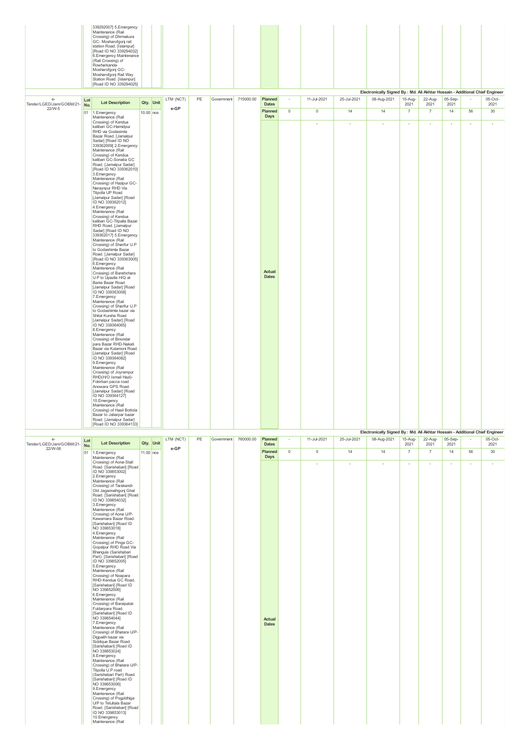| | | | | | | | | | | | | | | | | | | |
|---|---|---|---|---|---|---|---|---|---|---|---|---|---|---|---|---|---|---|
| | | 339292007] 5.Emergency Maintenance (Rail Crossing) of Dhrmakura GC- Mosharofgonj rail station Road. [Islampur] [Road ID NO 339294032] 6.Emergency Maintenance (Rail Crossing) of Rowharkanda-Mosharofgonj GC-Mosharofgonj Rail Way Station Road. [Islampur] [Road ID NO 339294025] | | | | | | | | | | | | | | | | |

**Electronically Signed By : Md. Ali Akhtar Hossain - Additional Chief Engineer**

| | Lot No. | Lot Description | Qty. | Unit | | | | | | | | | | | | | | |
|---|---|---|---|---|---|---|---|---|---|---|---|---|---|---|---|---|---|---|
| e-Tender/LGED/Jam/GOBM/21-22/W-5 | 01 | 1.Emergency Maintenance (Rail Crossing) of Kendua kalibari GC-Hamidpur RHD via Godasimla Bazar Road. [Jamalpur Sadar] [Road ID NO 339362009] 2.Emergency Maintenance (Rail Crossing) of Kendua kalibari GC-Sonatia GC Road. [Jamalpur Sadar] [Road ID NO 339362010] 3.Emergency Maintenance (Rail Crossing) of Hazipur GC-Naraynpur RHD Via Titpolla UP Road. [Jamalpur Sadar] [Road ID NO 339362012] 4.Emergency Maintenance (Rail Crossing) of Kendua kalibari GC-Titpalla Bazar RHD Road. [Jamalpur Sadar] [Road ID NO 339362017] 5.Emergency Maintenance (Rail Crossing) of Sharifur U.P to Godashimla Bazar Road. [Jamalpur Sadar] [Road ID NO 339363005] 6.Emergency Maintenance (Rail Crossing) of Banshchara U.P to Upazila H/Q at Bania Bazar Road. [Jamalpur Sadar] [Road ID NO 339363008] 7.Emergency Maintenance (Rail Crossing) of Sharifur U.P to Godashimla bazar via Shital Kursha Road. [Jamalpur Sadar] [Road ID NO 339364065] 8.Emergency Maintenance (Rail Crossing) of Binondar para Bazar RHD-Nakati Bazar via Kutamoni Road. [Jamalpur Sadar] [Road ID NO 339364082] 9.Emergency Maintenance (Rail Crossing) of Joyrampur RHD(H/O.Ismail Hazi)-Fokirbari pacca road Anowara GPS Road. [Jamalpur Sadar] [Road ID NO 339364127] 10.Emergency Maintenance (Rail Crossing) of Hasil Bottola Bazar to Jaliarpar bazar Road. [Jamalpur Sadar] [Road ID NO 339364133] | 10.00 | nos | LTM (NCT) e-GP | PE | Government | 715000.00 | Planned Dates | - | 11-Jul-2021 | 25-Jul-2021 | 08-Aug-2021 | 15-Aug-2021 | 22-Aug-2021 | 05-Sep-2021 | - | 05-Oct-2021 |
| | | | | | | | | | Planned Days | 0 | 0 | 14 | 14 | 7 | 7 | 14 | 56 | 30 |
| | | | | | | | | | Actual Dates | | - | - | - | - | - | - | - | - |

**Electronically Signed By : Md. Ali Akhtar Hossain - Additional Chief Engineer**

| | Lot No. | Lot Description | Qty. | Unit | | | | | | | | | | | | | | |
|---|---|---|---|---|---|---|---|---|---|---|---|---|---|---|---|---|---|---|
| e-Tender/LGED/Jam/GOBM/21-22/W-06 | 01 | 1.Emergency Maintenance (Rail Crossing) of Aona-Stall Road. [Sarishabari] [Road ID NO 339853002] 2.Emergency Maintenance (Rail Crossing) of Tarakandi-Old Jagannathgonj Ghat Road. [Sarishabari] [Road ID NO 339854032] 3.Emergency Maintenance (Rail Crossing) of Aona U/P-Kawamara Bazar Road. [Sarishabari] [Road ID NO 339853018] 4.Emergency Maintenance (Rail Crossing) of Pinga GC-Gopalpur RHD Road Via Bhangula (Sarishabari Part). [Sarishabari] [Road ID NO 339852005] 5.Emergency Maintenance (Rail Crossing) of Noapara RHD-Kendua GC Road. [Sarishabari] [Road ID NO 339852006] 6.Emergency Maintenance (Rail Crossing) of Baraipatal-Fuldarpara Road. [Sarishabari] [Road ID NO 339854044] 7.Emergency Maintenance (Rail Crossing) of Bhatara U/P-Digpaith bazar via Siddique Bazar Road. [Sarishabari] [Road ID NO 339853024] 8.Emergency Maintenance (Rail Crossing) of Bhatara U/P-Titpolla U.P road (Sarishabari Part) Road. [Sarishabari] [Road ID NO 339853006] 9.Emergency Maintenance (Rail Crossing) of Pogpldhiga U/P to Tetultala Bazar Road. [Sarishabari] [Road ID NO 339853013] 10.Emergency Maintenance (Rail | 11.00 | nos | LTM (NCT) e-GP | PE | Government | 760000.00 | Planned Dates | - | 11-Jul-2021 | 25-Jul-2021 | 08-Aug-2021 | 15-Aug-2021 | 22-Aug-2021 | 05-Sep-2021 | - | 05-Oct-2021 |
| | | | | | | | | | Planned Days | 0 | 0 | 14 | 14 | 7 | 7 | 14 | 56 | 30 |
| | | | | | | | | | Actual Dates | | - | - | - | - | - | - | - | - |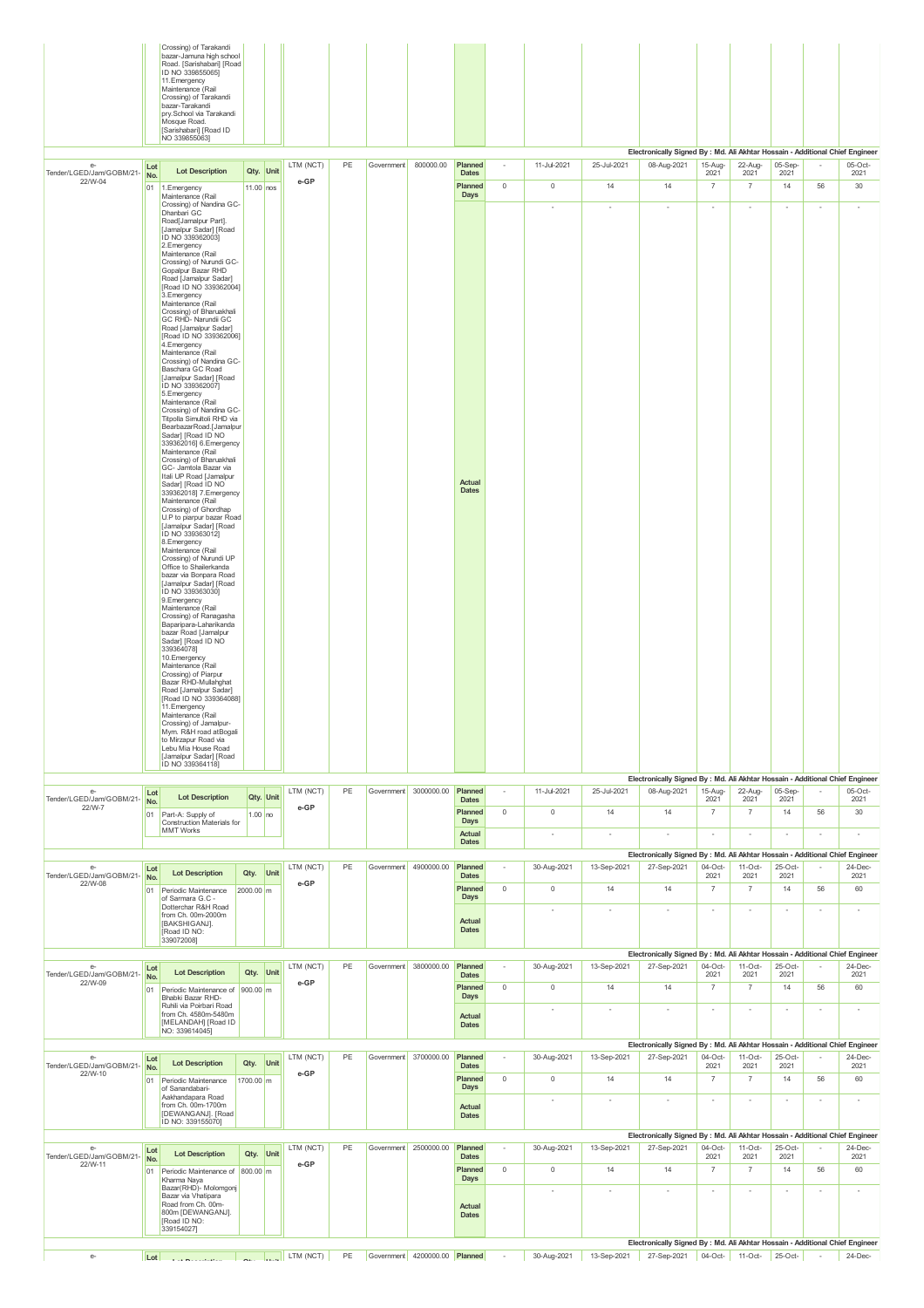| | | | | | | | | | | | | | | | | | | |
|---|---|---|---|---|---|---|---|---|---|---|---|---|---|---|---|---|---|---|
| | | Crossing) of Tarakandi bazar-Jamuna high school Road. [Sarishabari] [Road ID NO 339855065] 11.Emergency Maintenance (Rail Crossing) of Tarakandi bazar-Tarakandi pry.School via Tarakandi Mosque Road. [Sarishabari] [Road ID NO 339855063] | | | | | | | | | | | | | | | | |

Electronically Signed By : Md. Ali Akhtar Hossain - Additional Chief Engineer

| | Lot No. | Lot Description | Qty. | Unit | | | | | | | | | | | | | | |
|---|---|---|---|---|---|---|---|---|---|---|---|---|---|---|---|---|---|---|
| e-Tender/LGED/Jam/GOBM/21-22/W-04 | 01 | 1.Emergency Maintenance (Rail Crossing) of Nandina GC-Dhanbari GC Road[Jamalpur Part]. [Jamalpur Sadar] [Road ID NO 339362003] 2.Emergency Maintenance (Rail Crossing) of Nurundi GC-Gopalpur Bazar RHD Road [Jamalpur Sadar] [Road ID NO 339362004] 3.Emergency Maintenance (Rail Crossing) of Bharuakhali GC RHD- Narundi GC Road [Jamalpur Sadar] [Road ID NO 339362006] 4.Emergency Maintenance (Rail Crossing) of Nandina GC-Baschara GC Road [Jamalpur Sadar] [Road ID NO 339362007] 5.Emergency Maintenance (Rail Crossing) of Nandina GC-Titpolla Simultoli RHD via BearbazarRoad.[Jamalpur Sadar] [Road ID NO 339362016] 6.Emergency Maintenance (Rail Crossing) of Bharuakhali GC- Jamtola Bazar via Itali UP Road [Jamalpur Sadar] [Road ID NO 339362018] 7.Emergency Maintenance (Rail Crossing) of Ghordhap U.P to piarpur bazar Road [Jamalpur Sadar] [Road ID NO 339363012] 8.Emergency Maintenance (Rail Crossing) of Nurundi UP Office to Shailerkanda bazar via Bonpara Road [Jamalpur Sadar] [Road ID NO 339363030] 9.Emergency Maintenance (Rail Crossing) of Ranagasha Baparipara-Laharikanda bazar Road [Jamalpur Sadar] [Road ID NO 339364078] 10.Emergency Maintenance (Rail Crossing) of Piarpur Bazar RHD-Mullahghat Road [Jamalpur Sadar] [Road ID NO 339364088] 11.Emergency Maintenance (Rail Crossing) of Jamalpur-Mym. R&H road atBogali to Mirzapur Road via Lebu Mia House Road [Jamalpur Sadar] [Road ID NO 339364118] | 11.00 | nos | LTM (NCT) e-GP | PE | Government | 800000.00 | Planned Dates | - | 11-Jul-2021 | 25-Jul-2021 | 08-Aug-2021 | 15-Aug-2021 | 22-Aug-2021 | 05-Sep-2021 | - | 05-Oct-2021 |
| | | | | | | | | | Planned Days | 0 | 0 | 14 | 14 | 7 | 7 | 14 | 56 | 30 |
| | | | | | | | | | Actual Dates | | - | - | - | - | - | - | - | - |

Electronically Signed By : Md. Ali Akhtar Hossain - Additional Chief Engineer

| | Lot No. | Lot Description | Qty. | Unit | | | | | | | | | | | | | | |
|---|---|---|---|---|---|---|---|---|---|---|---|---|---|---|---|---|---|---|
| e-Tender/LGED/Jam/GOBM/21-22/W-7 | 01 | Part-A: Supply of Construction Materials for MMT Works | 1.00 | no | LTM (NCT) e-GP | PE | Government | 3000000.00 | Planned Dates | - | 11-Jul-2021 | 25-Jul-2021 | 08-Aug-2021 | 15-Aug-2021 | 22-Aug-2021 | 05-Sep-2021 | - | 05-Oct-2021 |
| | | | | | | | | | Planned Days | 0 | 0 | 14 | 14 | 7 | 7 | 14 | 56 | 30 |
| | | | | | | | | | Actual Dates | | - | - | - | - | - | - | - | - |

Electronically Signed By : Md. Ali Akhtar Hossain - Additional Chief Engineer

| | Lot No. | Lot Description | Qty. | Unit | | | | | | | | | | | | | | |
|---|---|---|---|---|---|---|---|---|---|---|---|---|---|---|---|---|---|---|
| e-Tender/LGED/Jam/GOBM/21-22/W-08 | 01 | Periodic Maintenance of Sarmara G.C - Dotterchar R&H Road from Ch. 00m-2000m [BAKSHIGANJ]. [Road ID NO: 339072008] | 2000.00 | m | LTM (NCT) e-GP | PE | Government | 4900000.00 | Planned Dates | - | 30-Aug-2021 | 13-Sep-2021 | 27-Sep-2021 | 04-Oct-2021 | 11-Oct-2021 | 25-Oct-2021 | - | 24-Dec-2021 |
| | | | | | | | | | Planned Days | 0 | 0 | 14 | 14 | 7 | 7 | 14 | 56 | 60 |
| | | | | | | | | | Actual Dates | | - | - | - | - | - | - | - | - |

Electronically Signed By : Md. Ali Akhtar Hossain - Additional Chief Engineer

| | Lot No. | Lot Description | Qty. | Unit | | | | | | | | | | | | | | |
|---|---|---|---|---|---|---|---|---|---|---|---|---|---|---|---|---|---|---|
| e-Tender/LGED/Jam/GOBM/21-22/W-09 | 01 | Periodic Maintenance of Bhabki Bazar RHD-Ruhili via Poirbari Road from Ch. 4580m-5480m [MELANDAH] [Road ID NO: 339614045] | 900.00 | m | LTM (NCT) e-GP | PE | Government | 3800000.00 | Planned Dates | - | 30-Aug-2021 | 13-Sep-2021 | 27-Sep-2021 | 04-Oct-2021 | 11-Oct-2021 | 25-Oct-2021 | - | 24-Dec-2021 |
| | | | | | | | | | Planned Days | 0 | 0 | 14 | 14 | 7 | 7 | 14 | 56 | 60 |
| | | | | | | | | | Actual Dates | | - | - | - | - | - | - | - | - |

Electronically Signed By : Md. Ali Akhtar Hossain - Additional Chief Engineer

| | Lot No. | Lot Description | Qty. | Unit | | | | | | | | | | | | | | |
|---|---|---|---|---|---|---|---|---|---|---|---|---|---|---|---|---|---|---|
| e-Tender/LGED/Jam/GOBM/21-22/W-10 | 01 | Periodic Maintenance of Sanandabari-Aakhandapara Road from Ch. 00m-1700m [DEWANGANJ]. [Road ID NO: 339155070] | 1700.00 | m | LTM (NCT) e-GP | PE | Government | 3700000.00 | Planned Dates | - | 30-Aug-2021 | 13-Sep-2021 | 27-Sep-2021 | 04-Oct-2021 | 11-Oct-2021 | 25-Oct-2021 | - | 24-Dec-2021 |
| | | | | | | | | | Planned Days | 0 | 0 | 14 | 14 | 7 | 7 | 14 | 56 | 60 |
| | | | | | | | | | Actual Dates | | - | - | - | - | - | - | - | - |

Electronically Signed By : Md. Ali Akhtar Hossain - Additional Chief Engineer

| | Lot No. | Lot Description | Qty. | Unit | | | | | | | | | | | | | | |
|---|---|---|---|---|---|---|---|---|---|---|---|---|---|---|---|---|---|---|
| e-Tender/LGED/Jam/GOBM/21-22/W-11 | 01 | Periodic Maintenance of Kharma Naya Bazar(RHD)- Molomgonj Bazar via Vhatipara Road from Ch. 00m-800m [DEWANGANJ]. [Road ID NO: 339154027] | 800.00 | m | LTM (NCT) e-GP | PE | Government | 2500000.00 | Planned Dates | - | 30-Aug-2021 | 13-Sep-2021 | 27-Sep-2021 | 04-Oct-2021 | 11-Oct-2021 | 25-Oct-2021 | - | 24-Dec-2021 |
| | | | | | | | | | Planned Days | 0 | 0 | 14 | 14 | 7 | 7 | 14 | 56 | 60 |
| | | | | | | | | | Actual Dates | | - | - | - | - | - | - | - | - |

Electronically Signed By : Md. Ali Akhtar Hossain - Additional Chief Engineer

| | Lot | Lot Description | Qty. | Unit | | | | | | | | | | | | | | |
|---|---|---|---|---|---|---|---|---|---|---|---|---|---|---|---|---|---|---|
| e- | | | | | LTM (NCT) | PE | Government | 4200000.00 | Planned | - | 30-Aug-2021 | 13-Sep-2021 | 27-Sep-2021 | 04-Oct- | 11-Oct- | 25-Oct- | - | 24-Dec- |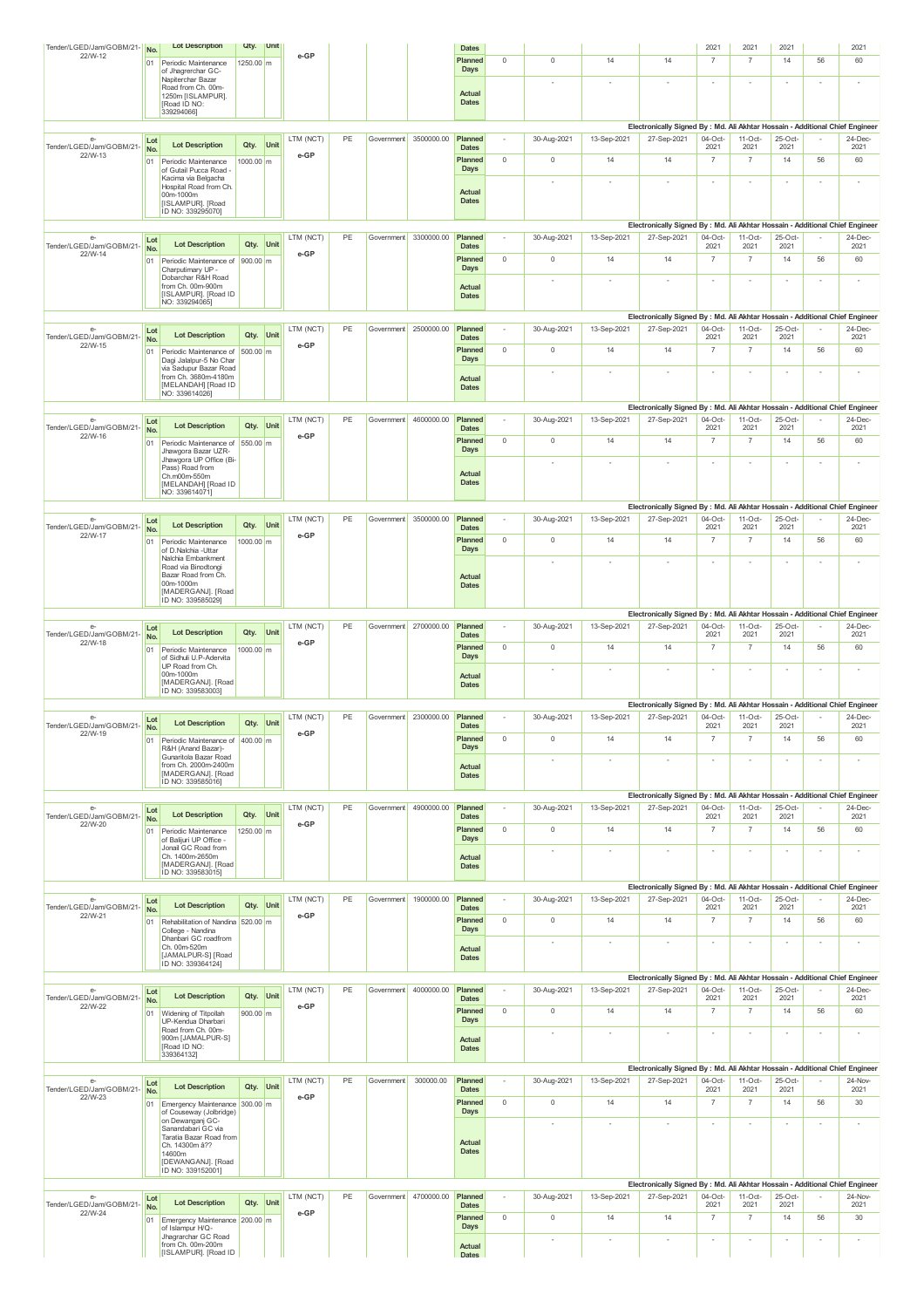| Tender/LGED/Jam/GOBM/21-22/W-12 | Lot No. | Lot Description | Qty. | Unit | | | | | Dates | | | | | 2021 | 2021 | 2021 | | 2021 |
|---|---|---|---|---|---|---|---|---|---|---|---|---|---|---|---|---|---|---|
| | 01 | Periodic Maintenance of Jhegrerchar GC-Napiterchar Bazar Road from Ch. 00m-1250m [ISLAMPUR]. [Road ID NO: 339294066] | 1250.00 | m | e-GP | | | | Planned Days | 0 | 0 | 14 | 14 | 7 | 7 | 14 | 56 | 60 |
| | | | | | | | | | Actual Dates | | - | - | - | - | - | - | - | - |

Electronically Signed By : Md. Ali Akhtar Hossain - Additional Chief Engineer

| e-Tender/LGED/Jam/GOBM/21-22/W-13 | Lot No. | Lot Description | Qty. | Unit | LTM (NCT) | PE | Government | 3500000.00 | Planned Dates | - | 30-Aug-2021 | 13-Sep-2021 | 27-Sep-2021 | 04-Oct-2021 | 11-Oct-2021 | 25-Oct-2021 | - | 24-Dec-2021 |
|---|---|---|---|---|---|---|---|---|---|---|---|---|---|---|---|---|---|---|
| | 01 | Periodic Maintenance of Gutail Pucca Road - Kacima via Belgacha Hospital Road from Ch. 00m-1000m [ISLAMPUR]. [Road ID NO: 339295070] | 1000.00 | m | e-GP | | | | Planned Days | 0 | 0 | 14 | 14 | 7 | 7 | 14 | 56 | 60 |
| | | | | | | | | | Actual Dates | | - | - | - | - | - | - | - | - |

Electronically Signed By : Md. Ali Akhtar Hossain - Additional Chief Engineer

| e-Tender/LGED/Jam/GOBM/21-22/W-14 | Lot No. | Lot Description | Qty. | Unit | LTM (NCT) | PE | Government | 3300000.00 | Planned Dates | - | 30-Aug-2021 | 13-Sep-2021 | 27-Sep-2021 | 04-Oct-2021 | 11-Oct-2021 | 25-Oct-2021 | - | 24-Dec-2021 |
|---|---|---|---|---|---|---|---|---|---|---|---|---|---|---|---|---|---|---|
| | 01 | Periodic Maintenance of Charpulimary UP - Dobarchar R&H Road from Ch. 00m-900m [ISLAMPUR]. [Road ID NO: 339294065] | 900.00 | m | e-GP | | | | Planned Days | 0 | 0 | 14 | 14 | 7 | 7 | 14 | 56 | 60 |
| | | | | | | | | | Actual Dates | | - | - | - | - | - | - | - | - |

Electronically Signed By : Md. Ali Akhtar Hossain - Additional Chief Engineer

| e-Tender/LGED/Jam/GOBM/21-22/W-15 | Lot No. | Lot Description | Qty. | Unit | LTM (NCT) | PE | Government | 2500000.00 | Planned Dates | - | 30-Aug-2021 | 13-Sep-2021 | 27-Sep-2021 | 04-Oct-2021 | 11-Oct-2021 | 25-Oct-2021 | - | 24-Dec-2021 |
|---|---|---|---|---|---|---|---|---|---|---|---|---|---|---|---|---|---|---|
| | 01 | Periodic Maintenance of Dagi Jalalpur-5 No Char via Sadupur Bazar Road from Ch. 3680m-4180m [MELANDAH] [Road ID NO: 339614026] | 500.00 | m | e-GP | | | | Planned Days | 0 | 0 | 14 | 14 | 7 | 7 | 14 | 56 | 60 |
| | | | | | | | | | Actual Dates | | - | - | - | - | - | - | - | - |

Electronically Signed By : Md. Ali Akhtar Hossain - Additional Chief Engineer

| e-Tender/LGED/Jam/GOBM/21-22/W-16 | Lot No. | Lot Description | Qty. | Unit | LTM (NCT) | PE | Government | 4600000.00 | Planned Dates | - | 30-Aug-2021 | 13-Sep-2021 | 27-Sep-2021 | 04-Oct-2021 | 11-Oct-2021 | 25-Oct-2021 | - | 24-Dec-2021 |
|---|---|---|---|---|---|---|---|---|---|---|---|---|---|---|---|---|---|---|
| | 01 | Periodic Maintenance of Jhawgora Bazar UZR-Jhawgora UP Office (Bi-Pass) Road from Ch.m00m-550m [MELANDAH] [Road ID NO: 339614071] | 550.00 | m | e-GP | | | | Planned Days | 0 | 0 | 14 | 14 | 7 | 7 | 14 | 56 | 60 |
| | | | | | | | | | Actual Dates | | - | - | - | - | - | - | - | - |

Electronically Signed By : Md. Ali Akhtar Hossain - Additional Chief Engineer

| e-Tender/LGED/Jam/GOBM/21-22/W-17 | Lot No. | Lot Description | Qty. | Unit | LTM (NCT) | PE | Government | 3500000.00 | Planned Dates | - | 30-Aug-2021 | 13-Sep-2021 | 27-Sep-2021 | 04-Oct-2021 | 11-Oct-2021 | 25-Oct-2021 | - | 24-Dec-2021 |
|---|---|---|---|---|---|---|---|---|---|---|---|---|---|---|---|---|---|---|
| | 01 | Periodic Maintenance of D.Nalchia -Uttar Nalchia Embankment Road via Binodtongi Bazar Road from Ch. 00m-1000m [MADERGANJ]. [Road ID NO: 339585029] | 1000.00 | m | e-GP | | | | Planned Days | 0 | 0 | 14 | 14 | 7 | 7 | 14 | 56 | 60 |
| | | | | | | | | | Actual Dates | | - | - | - | - | - | - | - | - |

Electronically Signed By : Md. Ali Akhtar Hossain - Additional Chief Engineer

| e-Tender/LGED/Jam/GOBM/21-22/W-18 | Lot No. | Lot Description | Qty. | Unit | LTM (NCT) | PE | Government | 2700000.00 | Planned Dates | - | 30-Aug-2021 | 13-Sep-2021 | 27-Sep-2021 | 04-Oct-2021 | 11-Oct-2021 | 25-Oct-2021 | - | 24-Dec-2021 |
|---|---|---|---|---|---|---|---|---|---|---|---|---|---|---|---|---|---|---|
| | 01 | Periodic Maintenance of Sidhuli U.P-Adervita UP Road from Ch. 00m-1000m [MADERGANJ]. [Road ID NO: 339583003] | 1000.00 | m | e-GP | | | | Planned Days | 0 | 0 | 14 | 14 | 7 | 7 | 14 | 56 | 60 |
| | | | | | | | | | Actual Dates | | - | - | - | - | - | - | - | - |

Electronically Signed By : Md. Ali Akhtar Hossain - Additional Chief Engineer

| e-Tender/LGED/Jam/GOBM/21-22/W-19 | Lot No. | Lot Description | Qty. | Unit | LTM (NCT) | PE | Government | 2300000.00 | Planned Dates | - | 30-Aug-2021 | 13-Sep-2021 | 27-Sep-2021 | 04-Oct-2021 | 11-Oct-2021 | 25-Oct-2021 | - | 24-Dec-2021 |
|---|---|---|---|---|---|---|---|---|---|---|---|---|---|---|---|---|---|---|
| | 01 | Periodic Maintenance of R&H (Anand Bazar)-Gunaritola Bazar Road from Ch. 2000m-2400m [MADERGANJ]. [Road ID NO: 339585016] | 400.00 | m | e-GP | | | | Planned Days | 0 | 0 | 14 | 14 | 7 | 7 | 14 | 56 | 60 |
| | | | | | | | | | Actual Dates | | - | - | - | - | - | - | - | - |

Electronically Signed By : Md. Ali Akhtar Hossain - Additional Chief Engineer

| e-Tender/LGED/Jam/GOBM/21-22/W-20 | Lot No. | Lot Description | Qty. | Unit | LTM (NCT) | PE | Government | 4900000.00 | Planned Dates | - | 30-Aug-2021 | 13-Sep-2021 | 27-Sep-2021 | 04-Oct-2021 | 11-Oct-2021 | 25-Oct-2021 | - | 24-Dec-2021 |
|---|---|---|---|---|---|---|---|---|---|---|---|---|---|---|---|---|---|---|
| | 01 | Periodic Maintenance of Balijuri UP Office - Jonail GC Road from Ch. 1400m-2650m [MADERGANJ]. [Road ID NO: 339583015] | 1250.00 | m | e-GP | | | | Planned Days | 0 | 0 | 14 | 14 | 7 | 7 | 14 | 56 | 60 |
| | | | | | | | | | Actual Dates | | - | - | - | - | - | - | - | - |

Electronically Signed By : Md. Ali Akhtar Hossain - Additional Chief Engineer

| e-Tender/LGED/Jam/GOBM/21-22/W-21 | Lot No. | Lot Description | Qty. | Unit | LTM (NCT) | PE | Government | 1900000.00 | Planned Dates | - | 30-Aug-2021 | 13-Sep-2021 | 27-Sep-2021 | 04-Oct-2021 | 11-Oct-2021 | 25-Oct-2021 | - | 24-Dec-2021 |
|---|---|---|---|---|---|---|---|---|---|---|---|---|---|---|---|---|---|---|
| | 01 | Rehabilitation of Nandina College - Nandina Dhanbari GC roadfrom Ch. 00m-520m [JAMALPUR-S] [Road ID NO: 339364124] | 520.00 | m | e-GP | | | | Planned Days | 0 | 0 | 14 | 14 | 7 | 7 | 14 | 56 | 60 |
| | | | | | | | | | Actual Dates | | - | - | - | - | - | - | - | - |

Electronically Signed By : Md. Ali Akhtar Hossain - Additional Chief Engineer

| e-Tender/LGED/Jam/GOBM/21-22/W-22 | Lot No. | Lot Description | Qty. | Unit | LTM (NCT) | PE | Government | 4000000.00 | Planned Dates | - | 30-Aug-2021 | 13-Sep-2021 | 27-Sep-2021 | 04-Oct-2021 | 11-Oct-2021 | 25-Oct-2021 | - | 24-Dec-2021 |
|---|---|---|---|---|---|---|---|---|---|---|---|---|---|---|---|---|---|---|
| | 01 | Widening of Titpollah UP-Kendua Dharbari Road from Ch. 00m-900m [JAMALPUR-S] [Road ID NO: 339364132] | 900.00 | m | e-GP | | | | Planned Days | 0 | 0 | 14 | 14 | 7 | 7 | 14 | 56 | 60 |
| | | | | | | | | | Actual Dates | | - | - | - | - | - | - | - | - |

Electronically Signed By : Md. Ali Akhtar Hossain - Additional Chief Engineer

| e-Tender/LGED/Jam/GOBM/21-22/W-23 | Lot No. | Lot Description | Qty. | Unit | LTM (NCT) | PE | Government | 300000.00 | Planned Dates | - | 30-Aug-2021 | 13-Sep-2021 | 27-Sep-2021 | 04-Oct-2021 | 11-Oct-2021 | 25-Oct-2021 | - | 24-Nov-2021 |
|---|---|---|---|---|---|---|---|---|---|---|---|---|---|---|---|---|---|---|
| | 01 | Emergency Maintenance of Couseway (Jolbridge) on Dewanganj GC-Sanandabari GC via Taratia Bazar Road from Ch. 14300m â?? 14600m [DEWANGANJ]. [Road ID NO: 339152001] | 300.00 | m | e-GP | | | | Planned Days | 0 | 0 | 14 | 14 | 7 | 7 | 14 | 56 | 30 |
| | | | | | | | | | Actual Dates | | - | - | - | - | - | - | - | - |

Electronically Signed By : Md. Ali Akhtar Hossain - Additional Chief Engineer

| e-Tender/LGED/Jam/GOBM/21-22/W-24 | Lot No. | Lot Description | Qty. | Unit | LTM (NCT) | PE | Government | 4700000.00 | Planned Dates | - | 30-Aug-2021 | 13-Sep-2021 | 27-Sep-2021 | 04-Oct-2021 | 11-Oct-2021 | 25-Oct-2021 | - | 24-Nov-2021 |
|---|---|---|---|---|---|---|---|---|---|---|---|---|---|---|---|---|---|---|
| | 01 | Emergency Maintenance of Islampur H/Q-Jhagrarchar GC Road from Ch. 00m-200m [ISLAMPUR]. [Road ID | 200.00 | m | e-GP | | | | Planned Days | 0 | 0 | 14 | 14 | 7 | 7 | 14 | 56 | 30 |
| | | | | | | | | | Actual Dates | | - | - | - | - | - | - | - | - |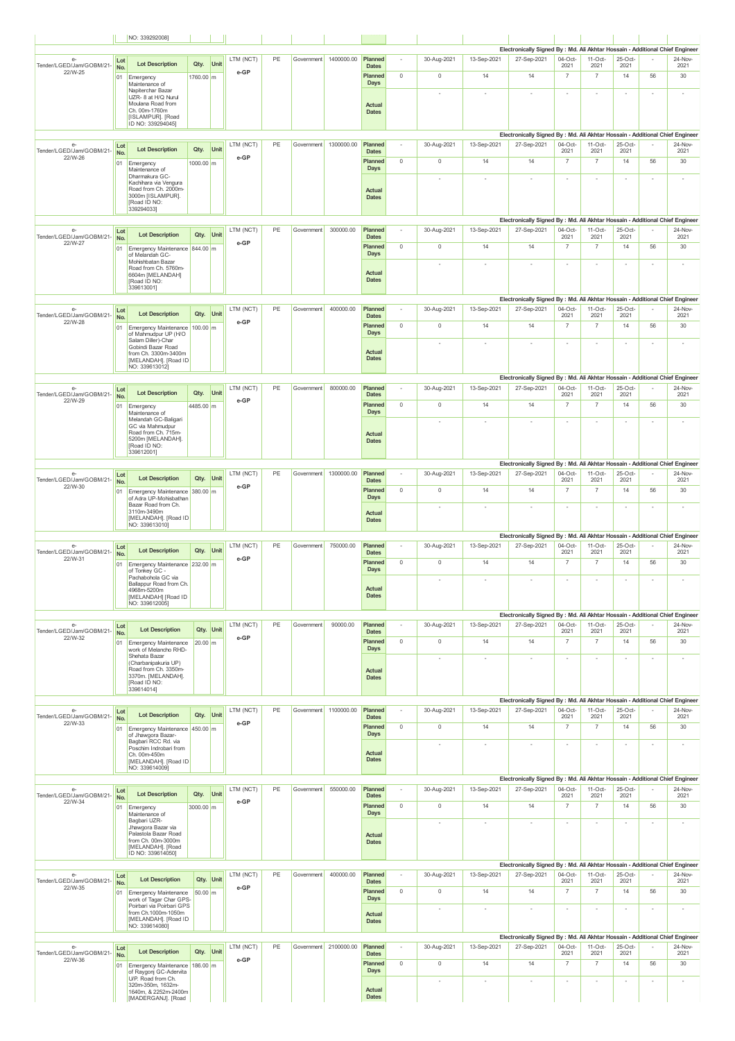| | | | | | | | | | | | | | | | | | | | |
|---|---|---|---|---|---|---|---|---|---|---|---|---|---|---|---|---|---|---|---|
| | | NO: 339292008] | | | | | | | | | | | | | | | | | |
| | | | | | | | | | | | | | | | Electronically Signed By : Md. Ali Akhtar Hossain - Additional Chief Engineer | | | | |
| e-Tender/LGED/Jam/GOBM/21-22/W-25 | Lot No. | Lot Description | Qty. | Unit | LTM (NCT) e-GP | PE | Government | 1400000.00 | Planned Dates | - | 30-Aug-2021 | 13-Sep-2021 | 27-Sep-2021 | 04-Oct-2021 | 11-Oct-2021 | 25-Oct-2021 | - | 24-Nov-2021 |
| | 01 | Emergency Maintenance of Napiterchar Bazar UZR- 8 at H/Q Nurul Moulana Road from Ch. 00m-1760m [ISLAMPUR]. [Road ID NO: 339294045] | 1760.00 | m | | | | | Planned Days | 0 | 0 | 14 | 14 | 7 | 7 | 14 | 56 | 30 |
| | | | | | | | | | Actual Dates | - | - | - | - | - | - | - | - | - |
| | | | | | | | | | | | | | | | Electronically Signed By : Md. Ali Akhtar Hossain - Additional Chief Engineer | | | | |
| e-Tender/LGED/Jam/GOBM/21-22/W-26 | Lot No. | Lot Description | Qty. | Unit | LTM (NCT) e-GP | PE | Government | 1300000.00 | Planned Dates | - | 30-Aug-2021 | 13-Sep-2021 | 27-Sep-2021 | 04-Oct-2021 | 11-Oct-2021 | 25-Oct-2021 | - | 24-Nov-2021 |
| | 01 | Emergency Maintenance of Dharmakura GC-Kachihara via Vengura Road from Ch. 2000m-3000m [ISLAMPUR]. [Road ID NO: 339294033] | 1000.00 | m | | | | | Planned Days | 0 | 0 | 14 | 14 | 7 | 7 | 14 | 56 | 30 |
| | | | | | | | | | Actual Dates | - | - | - | - | - | - | - | - | - |
| | | | | | | | | | | | | | | | Electronically Signed By : Md. Ali Akhtar Hossain - Additional Chief Engineer | | | | |
| e-Tender/LGED/Jam/GOBM/21-22/W-27 | Lot No. | Lot Description | Qty. | Unit | LTM (NCT) e-GP | PE | Government | 300000.00 | Planned Dates | - | 30-Aug-2021 | 13-Sep-2021 | 27-Sep-2021 | 04-Oct-2021 | 11-Oct-2021 | 25-Oct-2021 | - | 24-Nov-2021 |
| | 01 | Emergency Maintenance of Melandah GC-Mohishbatan Bazar Road from Ch. 5760m-6604m [MELANDAH] [Road ID NO: 339613001] | 844.00 | m | | | | | Planned Days | 0 | 0 | 14 | 14 | 7 | 7 | 14 | 56 | 30 |
| | | | | | | | | | Actual Dates | - | - | - | - | - | - | - | - | - |
| | | | | | | | | | | | | | | | Electronically Signed By : Md. Ali Akhtar Hossain - Additional Chief Engineer | | | | |
| e-Tender/LGED/Jam/GOBM/21-22/W-28 | Lot No. | Lot Description | Qty. | Unit | LTM (NCT) e-GP | PE | Government | 400000.00 | Planned Dates | - | 30-Aug-2021 | 13-Sep-2021 | 27-Sep-2021 | 04-Oct-2021 | 11-Oct-2021 | 25-Oct-2021 | - | 24-Nov-2021 |
| | 01 | Emergency Maintenance of Mahmudpur UP (H/O Salam Diller)-Char Gobindi Bazar Road from Ch. 3300m-3400m [MELANDAH]. [Road ID NO: 339613012] | 100.00 | m | | | | | Planned Days | 0 | 0 | 14 | 14 | 7 | 7 | 14 | 56 | 30 |
| | | | | | | | | | Actual Dates | - | - | - | - | - | - | - | - | - |
| | | | | | | | | | | | | | | | Electronically Signed By : Md. Ali Akhtar Hossain - Additional Chief Engineer | | | | |
| e-Tender/LGED/Jam/GOBM/21-22/W-29 | Lot No. | Lot Description | Qty. | Unit | LTM (NCT) e-GP | PE | Government | 800000.00 | Planned Dates | - | 30-Aug-2021 | 13-Sep-2021 | 27-Sep-2021 | 04-Oct-2021 | 11-Oct-2021 | 25-Oct-2021 | - | 24-Nov-2021 |
| | 01 | Emergency Maintenance of Melandah GC-Baligari GC via Mahmudpur Road from Ch. 715m-5200m [MELANDAH]. [Road ID NO: 339612001] | 4485.00 | m | | | | | Planned Days | 0 | 0 | 14 | 14 | 7 | 7 | 14 | 56 | 30 |
| | | | | | | | | | Actual Dates | - | - | - | - | - | - | - | - | - |
| | | | | | | | | | | | | | | | Electronically Signed By : Md. Ali Akhtar Hossain - Additional Chief Engineer | | | | |
| e-Tender/LGED/Jam/GOBM/21-22/W-30 | Lot No. | Lot Description | Qty. | Unit | LTM (NCT) e-GP | PE | Government | 1300000.00 | Planned Dates | - | 30-Aug-2021 | 13-Sep-2021 | 27-Sep-2021 | 04-Oct-2021 | 11-Oct-2021 | 25-Oct-2021 | - | 24-Nov-2021 |
| | 01 | Emergency Maintenance of Adra UP-Mohisbathan Bazar Road from Ch. 3110m-3490m [MELANDAH]. [Road ID NO: 339613010] | 380.00 | m | | | | | Planned Days | 0 | 0 | 14 | 14 | 7 | 7 | 14 | 56 | 30 |
| | | | | | | | | | Actual Dates | - | - | - | - | - | - | - | - | - |
| | | | | | | | | | | | | | | | Electronically Signed By : Md. Ali Akhtar Hossain - Additional Chief Engineer | | | | |
| e-Tender/LGED/Jam/GOBM/21-22/W-31 | Lot No. | Lot Description | Qty. | Unit | LTM (NCT) e-GP | PE | Government | 750000.00 | Planned Dates | - | 30-Aug-2021 | 13-Sep-2021 | 27-Sep-2021 | 04-Oct-2021 | 11-Oct-2021 | 25-Oct-2021 | - | 24-Nov-2021 |
| | 01 | Emergency Maintenance of Tonkey GC - Pachabohola GC via Ballappur Road from Ch. 4968m-5200m [MELANDAH] [Road ID NO: 339612005] | 232.00 | m | | | | | Planned Days | 0 | 0 | 14 | 14 | 7 | 7 | 14 | 56 | 30 |
| | | | | | | | | | Actual Dates | - | - | - | - | - | - | - | - | - |
| | | | | | | | | | | | | | | | Electronically Signed By : Md. Ali Akhtar Hossain - Additional Chief Engineer | | | | |
| e-Tender/LGED/Jam/GOBM/21-22/W-32 | Lot No. | Lot Description | Qty. | Unit | LTM (NCT) e-GP | PE | Government | 90000.00 | Planned Dates | - | 30-Aug-2021 | 13-Sep-2021 | 27-Sep-2021 | 04-Oct-2021 | 11-Oct-2021 | 25-Oct-2021 | - | 24-Nov-2021 |
| | 01 | Emergency Maintenance work of Melancho RHD-Shehata Bazar (Charbanipakuria UP) Road from Ch. 3350m-3370m. [MELANDAH]. [Road ID NO: 339614014] | 20.00 | m | | | | | Planned Days | 0 | 0 | 14 | 14 | 7 | 7 | 14 | 56 | 30 |
| | | | | | | | | | Actual Dates | - | - | - | - | - | - | - | - | - |
| | | | | | | | | | | | | | | | Electronically Signed By : Md. Ali Akhtar Hossain - Additional Chief Engineer | | | | |
| e-Tender/LGED/Jam/GOBM/21-22/W-33 | Lot No. | Lot Description | Qty. | Unit | LTM (NCT) e-GP | PE | Government | 1100000.00 | Planned Dates | - | 30-Aug-2021 | 13-Sep-2021 | 27-Sep-2021 | 04-Oct-2021 | 11-Oct-2021 | 25-Oct-2021 | - | 24-Nov-2021 |
| | 01 | Emergency Maintenance of Jhawgora Bazar-Bagbari RCC Rd. via Poschim Indrobari from Ch. 00m-450m [MELANDAH]. [Road ID NO: 339614009] | 450.00 | m | | | | | Planned Days | 0 | 0 | 14 | 14 | 7 | 7 | 14 | 56 | 30 |
| | | | | | | | | | Actual Dates | - | - | - | - | - | - | - | - | - |
| | | | | | | | | | | | | | | | Electronically Signed By : Md. Ali Akhtar Hossain - Additional Chief Engineer | | | | |
| e-Tender/LGED/Jam/GOBM/21-22/W-34 | Lot No. | Lot Description | Qty. | Unit | LTM (NCT) e-GP | PE | Government | 550000.00 | Planned Dates | - | 30-Aug-2021 | 13-Sep-2021 | 27-Sep-2021 | 04-Oct-2021 | 11-Oct-2021 | 25-Oct-2021 | - | 24-Nov-2021 |
| | 01 | Emergency Maintenance of Bagbari UZR-Jhawgora Bazar via Palastola Bazar Road from Ch. 00m-3000m [MELANDAH]. [Road ID NO: 339614050] | 3000.00 | m | | | | | Planned Days | 0 | 0 | 14 | 14 | 7 | 7 | 14 | 56 | 30 |
| | | | | | | | | | Actual Dates | - | - | - | - | - | - | - | - | - |
| | | | | | | | | | | | | | | | Electronically Signed By : Md. Ali Akhtar Hossain - Additional Chief Engineer | | | | |
| e-Tender/LGED/Jam/GOBM/21-22/W-35 | Lot No. | Lot Description | Qty. | Unit | LTM (NCT) e-GP | PE | Government | 400000.00 | Planned Dates | - | 30-Aug-2021 | 13-Sep-2021 | 27-Sep-2021 | 04-Oct-2021 | 11-Oct-2021 | 25-Oct-2021 | - | 24-Nov-2021 |
| | 01 | Emergency Maintenance work of Tagar Char GPS-Poirbari via Poirbari GPS from Ch.1000m-1050m [MELANDAH]. [Road ID NO: 339614080] | 50.00 | m | | | | | Planned Days | 0 | 0 | 14 | 14 | 7 | 7 | 14 | 56 | 30 |
| | | | | | | | | | Actual Dates | - | - | - | - | - | - | - | - | - |
| | | | | | | | | | | | | | | | Electronically Signed By : Md. Ali Akhtar Hossain - Additional Chief Engineer | | | | |
| e-Tender/LGED/Jam/GOBM/21-22/W-36 | Lot No. | Lot Description | Qty. | Unit | LTM (NCT) e-GP | PE | Government | 2100000.00 | Planned Dates | - | 30-Aug-2021 | 13-Sep-2021 | 27-Sep-2021 | 04-Oct-2021 | 11-Oct-2021 | 25-Oct-2021 | - | 24-Nov-2021 |
| | 01 | Emergency Maintenance of Raygonj GC-Adervita U/P. Road from Ch. 320m-350m, 1632m-1640m, & 2252m-2400m [MADERGANJ]. [Road | 186.00 | m | | | | | Planned Days | 0 | 0 | 14 | 14 | 7 | 7 | 14 | 56 | 30 |
| | | | | | | | | | Actual Dates | - | - | - | - | - | - | - | - | - |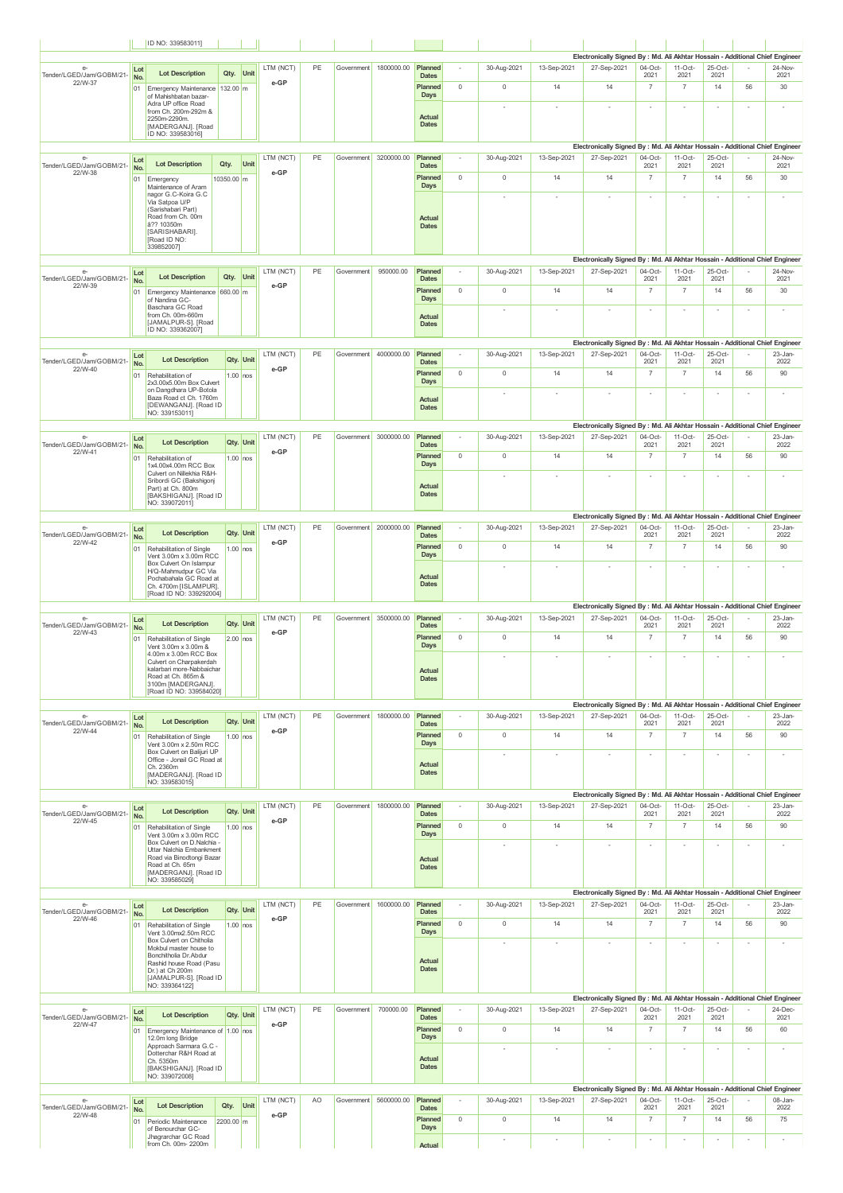| | Lot No. | Lot Description | Qty. | Unit | | | | | | | | | | | | | | | |
|---|---|---|---|---|---|---|---|---|---|---|---|---|---|---|---|---|---|---|---|
| | | ID NO: 339583011] | | | | | | | | | | | | | | | | | |

Electronically Signed By : Md. Ali Akhtar Hossain - Additional Chief Engineer

| e-Tender/LGED/Jam/GOBM/21-22/W-37 | Lot No. | Lot Description | Qty. | Unit | LTM (NCT) e-GP | PE | Government | 1800000.00 | Planned Dates | - | 30-Aug-2021 | 13-Sep-2021 | 27-Sep-2021 | 04-Oct-2021 | 11-Oct-2021 | 25-Oct-2021 | - | 24-Nov-2021 |
|---|---|---|---|---|---|---|---|---|---|---|---|---|---|---|---|---|---|---|
| | 01 | Emergency Maintenance of Mahishbatan bazar-Adra UP office Road from Ch. 200m-292m & 2250m-2290m. [MADERGANJ]. [Road ID NO: 339583016] | 132.00 | m | | | | | Planned Days | 0 | 0 | 14 | 14 | 7 | 7 | 14 | 56 | 30 |
| | | | | | | | | | Actual Dates | | - | - | - | - | - | - | - | - |

Electronically Signed By : Md. Ali Akhtar Hossain - Additional Chief Engineer

| e-Tender/LGED/Jam/GOBM/21-22/W-38 | Lot No. | Lot Description | Qty. | Unit | LTM (NCT) e-GP | PE | Government | 3200000.00 | Planned Dates | - | 30-Aug-2021 | 13-Sep-2021 | 27-Sep-2021 | 04-Oct-2021 | 11-Oct-2021 | 25-Oct-2021 | - | 24-Nov-2021 |
|---|---|---|---|---|---|---|---|---|---|---|---|---|---|---|---|---|---|---|
| | 01 | Emergency Maintenance of Aram nagor G.C-Koira G.C Via Satpoa U/P (Sarishabari Part) Road from Ch. 00m â?? 10350m [SARISHABARI]. [Road ID NO: 339852007] | 10350.00 | m | | | | | Planned Days | 0 | 0 | 14 | 14 | 7 | 7 | 14 | 56 | 30 |
| | | | | | | | | | Actual Dates | | - | - | - | - | - | - | - | - |

Electronically Signed By : Md. Ali Akhtar Hossain - Additional Chief Engineer

| e-Tender/LGED/Jam/GOBM/21-22/W-39 | Lot No. | Lot Description | Qty. | Unit | LTM (NCT) e-GP | PE | Government | 950000.00 | Planned Dates | - | 30-Aug-2021 | 13-Sep-2021 | 27-Sep-2021 | 04-Oct-2021 | 11-Oct-2021 | 25-Oct-2021 | - | 24-Nov-2021 |
|---|---|---|---|---|---|---|---|---|---|---|---|---|---|---|---|---|---|---|
| | 01 | Emergency Maintenance of Nandina GC-Baschara GC Road from Ch. 00m-660m [JAMALPUR-S]. [Road ID NO: 339362007] | 660.00 | m | | | | | Planned Days | 0 | 0 | 14 | 14 | 7 | 7 | 14 | 56 | 30 |
| | | | | | | | | | Actual Dates | | - | - | - | - | - | - | - | - |

Electronically Signed By : Md. Ali Akhtar Hossain - Additional Chief Engineer

| e-Tender/LGED/Jam/GOBM/21-22/W-40 | Lot No. | Lot Description | Qty. | Unit | LTM (NCT) e-GP | PE | Government | 4000000.00 | Planned Dates | - | 30-Aug-2021 | 13-Sep-2021 | 27-Sep-2021 | 04-Oct-2021 | 11-Oct-2021 | 25-Oct-2021 | - | 23-Jan-2022 |
|---|---|---|---|---|---|---|---|---|---|---|---|---|---|---|---|---|---|---|
| | 01 | Rehabilitation of 2x3.00x5.00m Box Culvert on Dangdhara UP-Botola Baza Road ct Ch. 1760m [DEWANGANJ]. [Road ID NO: 339153011] | 1.00 | nos | | | | | Planned Days | 0 | 0 | 14 | 14 | 7 | 7 | 14 | 56 | 90 |
| | | | | | | | | | Actual Dates | | - | - | - | - | - | - | - | - |

Electronically Signed By : Md. Ali Akhtar Hossain - Additional Chief Engineer

| e-Tender/LGED/Jam/GOBM/21-22/W-41 | Lot No. | Lot Description | Qty. | Unit | LTM (NCT) e-GP | PE | Government | 3000000.00 | Planned Dates | - | 30-Aug-2021 | 13-Sep-2021 | 27-Sep-2021 | 04-Oct-2021 | 11-Oct-2021 | 25-Oct-2021 | - | 23-Jan-2022 |
|---|---|---|---|---|---|---|---|---|---|---|---|---|---|---|---|---|---|---|
| | 01 | Rehabilitation of 1x4.00x4.00m RCC Box Culvert on Nilkekhia R&H-Sribordi GC (Bakshigonj Part) at Ch. 800m [BAKSHIGANJ]. [Road ID NO: 339072011] | 1.00 | nos | | | | | Planned Days | 0 | 0 | 14 | 14 | 7 | 7 | 14 | 56 | 90 |
| | | | | | | | | | Actual Dates | | - | - | - | - | - | - | - | - |

Electronically Signed By : Md. Ali Akhtar Hossain - Additional Chief Engineer

| e-Tender/LGED/Jam/GOBM/21-22/W-42 | Lot No. | Lot Description | Qty. | Unit | LTM (NCT) e-GP | PE | Government | 2000000.00 | Planned Dates | - | 30-Aug-2021 | 13-Sep-2021 | 27-Sep-2021 | 04-Oct-2021 | 11-Oct-2021 | 25-Oct-2021 | - | 23-Jan-2022 |
|---|---|---|---|---|---|---|---|---|---|---|---|---|---|---|---|---|---|---|
| | 01 | Rehabilitation of Single Vent 3.00m x 3.00m RCC Box Culvert On Islampur H/Q-Mahmudpur GC Via Pochabahala GC Road at Ch. 4700m [ISLAMPUR]. [Road ID NO: 339292004] | 1.00 | nos | | | | | Planned Days | 0 | 0 | 14 | 14 | 7 | 7 | 14 | 56 | 90 |
| | | | | | | | | | Actual Dates | | - | - | - | - | - | - | - | - |

Electronically Signed By : Md. Ali Akhtar Hossain - Additional Chief Engineer

| e-Tender/LGED/Jam/GOBM/21-22/W-43 | Lot No. | Lot Description | Qty. | Unit | LTM (NCT) e-GP | PE | Government | 3500000.00 | Planned Dates | - | 30-Aug-2021 | 13-Sep-2021 | 27-Sep-2021 | 04-Oct-2021 | 11-Oct-2021 | 25-Oct-2021 | - | 23-Jan-2022 |
|---|---|---|---|---|---|---|---|---|---|---|---|---|---|---|---|---|---|---|
| | 01 | Rehabilitation of Single Vent 3.00m x 3.00m & 4.00m x 3.00m RCC Box Culvert on Charpakerdah kalarbari more-Nabbaichar Road at Ch. 865m & 3100m [MADERGANJ]. [Road ID NO: 339584020] | 2.00 | nos | | | | | Planned Days | 0 | 0 | 14 | 14 | 7 | 7 | 14 | 56 | 90 |
| | | | | | | | | | Actual Dates | | - | - | - | - | - | - | - | - |

Electronically Signed By : Md. Ali Akhtar Hossain - Additional Chief Engineer

| e-Tender/LGED/Jam/GOBM/21-22/W-44 | Lot No. | Lot Description | Qty. | Unit | LTM (NCT) e-GP | PE | Government | 1800000.00 | Planned Dates | - | 30-Aug-2021 | 13-Sep-2021 | 27-Sep-2021 | 04-Oct-2021 | 11-Oct-2021 | 25-Oct-2021 | - | 23-Jan-2022 |
|---|---|---|---|---|---|---|---|---|---|---|---|---|---|---|---|---|---|---|
| | 01 | Rehabilitation of Single Vent 3.00m x 2.50m RCC Box Culvert on Balijuri UP Office - Jonail GC Road at Ch. 2360m [MADERGANJ]. [Road ID NO: 339583015] | 1.00 | nos | | | | | Planned Days | 0 | 0 | 14 | 14 | 7 | 7 | 14 | 56 | 90 |
| | | | | | | | | | Actual Dates | | - | - | - | - | - | - | - | - |

Electronically Signed By : Md. Ali Akhtar Hossain - Additional Chief Engineer

| e-Tender/LGED/Jam/GOBM/21-22/W-45 | Lot No. | Lot Description | Qty. | Unit | LTM (NCT) e-GP | PE | Government | 1800000.00 | Planned Dates | - | 30-Aug-2021 | 13-Sep-2021 | 27-Sep-2021 | 04-Oct-2021 | 11-Oct-2021 | 25-Oct-2021 | - | 23-Jan-2022 |
|---|---|---|---|---|---|---|---|---|---|---|---|---|---|---|---|---|---|---|
| | 01 | Rehabilitation of Single Vent 3.00m x 3.00m RCC Box Culvert on D.Nalchia - Uttar Nalchia Embankment Road via Binodtongi Bazar Road at Ch. 65m [MADERGANJ]. [Road ID NO: 339585029] | 1.00 | nos | | | | | Planned Days | 0 | 0 | 14 | 14 | 7 | 7 | 14 | 56 | 90 |
| | | | | | | | | | Actual Dates | | - | - | - | - | - | - | - | - |

Electronically Signed By : Md. Ali Akhtar Hossain - Additional Chief Engineer

| e-Tender/LGED/Jam/GOBM/21-22/W-46 | Lot No. | Lot Description | Qty. | Unit | LTM (NCT) e-GP | PE | Government | 1600000.00 | Planned Dates | - | 30-Aug-2021 | 13-Sep-2021 | 27-Sep-2021 | 04-Oct-2021 | 11-Oct-2021 | 25-Oct-2021 | - | 23-Jan-2022 |
|---|---|---|---|---|---|---|---|---|---|---|---|---|---|---|---|---|---|---|
| | 01 | Rehabilitation of Single Vent 3.00mx2.50m RCC Box Culvert on Chitholia Mokbul master house to Bonchitholia Dr.Abdur Rashid house Road (Pasu Dr.) at Ch 200m [JAMALPUR-S]. [Road ID NO: 339364122] | 1.00 | nos | | | | | Planned Days | 0 | 0 | 14 | 14 | 7 | 7 | 14 | 56 | 90 |
| | | | | | | | | | Actual Dates | | - | - | - | - | - | - | - | - |

Electronically Signed By : Md. Ali Akhtar Hossain - Additional Chief Engineer

| e-Tender/LGED/Jam/GOBM/21-22/W-47 | Lot No. | Lot Description | Qty. | Unit | LTM (NCT) e-GP | PE | Government | 700000.00 | Planned Dates | - | 30-Aug-2021 | 13-Sep-2021 | 27-Sep-2021 | 04-Oct-2021 | 11-Oct-2021 | 25-Oct-2021 | - | 24-Dec-2021 |
|---|---|---|---|---|---|---|---|---|---|---|---|---|---|---|---|---|---|---|
| | 01 | Emergency Maintenance of 12.0m long Bridge Approach Sarmara G.C - Dotterchar R&H Road at Ch. 5350m [BAKSHIGANJ]. [Road ID NO: 339072008] | 1.00 | nos | | | | | Planned Days | 0 | 0 | 14 | 14 | 7 | 7 | 14 | 56 | 60 |
| | | | | | | | | | Actual Dates | | - | - | - | - | - | - | - | - |

Electronically Signed By : Md. Ali Akhtar Hossain - Additional Chief Engineer

| e-Tender/LGED/Jam/GOBM/21-22/W-48 | Lot No. | Lot Description | Qty. | Unit | LTM (NCT) e-GP | AO | Government | 5600000.00 | Planned Dates | - | 30-Aug-2021 | 13-Sep-2021 | 27-Sep-2021 | 04-Oct-2021 | 11-Oct-2021 | 25-Oct-2021 | - | 08-Jan-2022 |
|---|---|---|---|---|---|---|---|---|---|---|---|---|---|---|---|---|---|---|
| | 01 | Periodic Maintenance of Benourchar GC-Jhegrarchar GC Road from Ch. 00m- 2200m | 2200.00 | m | | | | | Planned Days | 0 | 0 | 14 | 14 | 7 | 7 | 14 | 56 | 75 |
| | | | | | | | | | Actual | | - | - | - | - | - | - | - | - |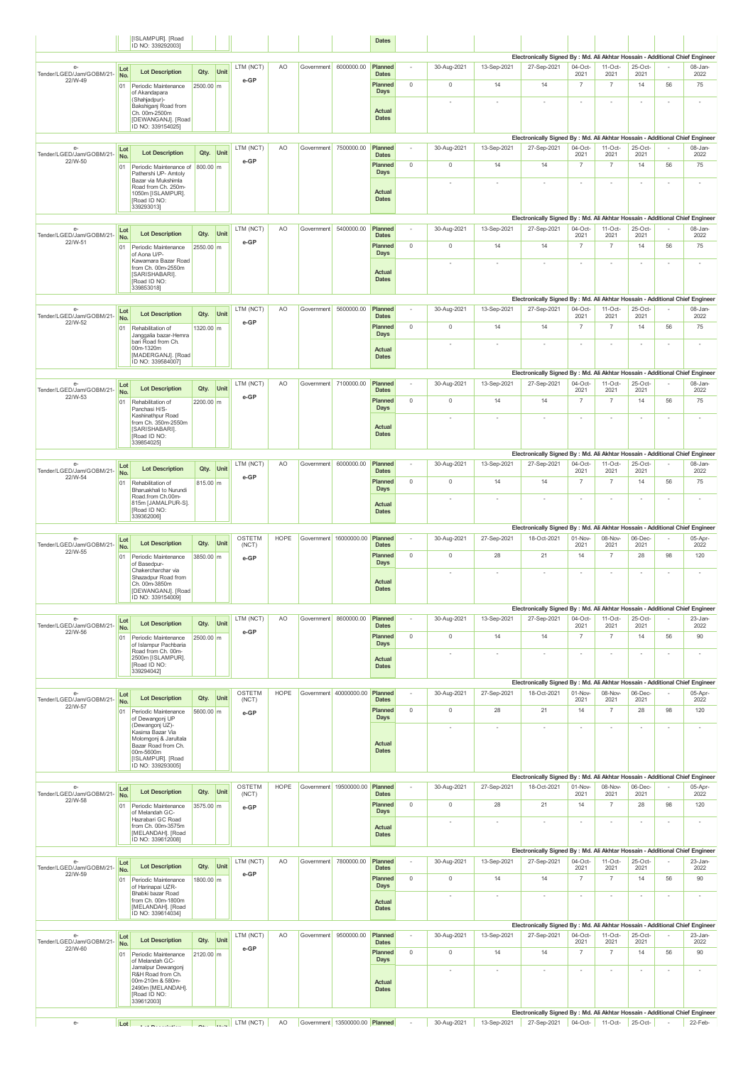| | [ISLAMPUR]. [Road ID NO: 339292003] | | | | | | | Dates | | | | | | | | | |
|---|---|---|---|---|---|---|---|---|---|---|---|---|---|---|---|---|---|

Electronically Signed By : Md. Ali Akhtar Hossain - Additional Chief Engineer

| e-Tender/LGED/Jam/GOBM/21-22/W-49 | Lot No. | Lot Description | Qty. | Unit | LTM (NCT) e-GP | AO | Government | 6000000.00 | Planned Dates | - | 30-Aug-2021 | 13-Sep-2021 | 27-Sep-2021 | 04-Oct-2021 | 11-Oct-2021 | 25-Oct-2021 | - | 08-Jan-2022 |
|---|---|---|---|---|---|---|---|---|---|---|---|---|---|---|---|---|---|---|
| | 01 | Periodic Maintenance of Akandapara (Shahjadpur)-Bakshiganj Road from Ch. 00m-2500m [DEWANGANJ]. [Road ID NO: 339154025] | 2500.00 | m | | | | | Planned Days | 0 | 0 | 14 | 14 | 7 | 7 | 14 | 56 | 75 |
| | | | | | | | | | Actual Dates | | - | - | - | - | - | - | - | - |

Electronically Signed By : Md. Ali Akhtar Hossain - Additional Chief Engineer

| e-Tender/LGED/Jam/GOBM/21-22/W-50 | Lot No. | Lot Description | Qty. | Unit | LTM (NCT) e-GP | AO | Government | 7500000.00 | Planned Dates | - | 30-Aug-2021 | 13-Sep-2021 | 27-Sep-2021 | 04-Oct-2021 | 11-Oct-2021 | 25-Oct-2021 | - | 08-Jan-2022 |
|---|---|---|---|---|---|---|---|---|---|---|---|---|---|---|---|---|---|---|
| | 01 | Periodic Maintenance of Pathershi UP- Amtoly Bazar via Mukshimla Road from Ch. 250m-1050m [ISLAMPUR]. [Road ID NO: 339293013] | 800.00 | m | | | | | Planned Days | 0 | 0 | 14 | 14 | 7 | 7 | 14 | 56 | 75 |
| | | | | | | | | | Actual Dates | | - | - | - | - | - | - | - | - |

Electronically Signed By : Md. Ali Akhtar Hossain - Additional Chief Engineer

| e-Tender/LGED/Jam/GOBM/21-22/W-51 | Lot No. | Lot Description | Qty. | Unit | LTM (NCT) e-GP | AO | Government | 5400000.00 | Planned Dates | - | 30-Aug-2021 | 13-Sep-2021 | 27-Sep-2021 | 04-Oct-2021 | 11-Oct-2021 | 25-Oct-2021 | - | 08-Jan-2022 |
|---|---|---|---|---|---|---|---|---|---|---|---|---|---|---|---|---|---|---|
| | 01 | Periodic Maintenance of Aona U/P-Kawamara Bazar Road from Ch. 00m-2550m [SARISHABARI]. [Road ID NO: 339853018] | 2550.00 | m | | | | | Planned Days | 0 | 0 | 14 | 14 | 7 | 7 | 14 | 56 | 75 |
| | | | | | | | | | Actual Dates | | - | - | - | - | - | - | - | - |

Electronically Signed By : Md. Ali Akhtar Hossain - Additional Chief Engineer

| e-Tender/LGED/Jam/GOBM/21-22/W-52 | Lot No. | Lot Description | Qty. | Unit | LTM (NCT) e-GP | AO | Government | 5600000.00 | Planned Dates | - | 30-Aug-2021 | 13-Sep-2021 | 27-Sep-2021 | 04-Oct-2021 | 11-Oct-2021 | 25-Oct-2021 | - | 08-Jan-2022 |
|---|---|---|---|---|---|---|---|---|---|---|---|---|---|---|---|---|---|---|
| | 01 | Rehabilitation of Janggaila bazar-Hemra bari Road from Ch. 00m-1320m [MADERGANJ]. [Road ID NO: 339584007] | 1320.00 | m | | | | | Planned Days | 0 | 0 | 14 | 14 | 7 | 7 | 14 | 56 | 75 |
| | | | | | | | | | Actual Dates | | - | - | - | - | - | - | - | - |

Electronically Signed By : Md. Ali Akhtar Hossain - Additional Chief Engineer

| e-Tender/LGED/Jam/GOBM/21-22/W-53 | Lot No. | Lot Description | Qty. | Unit | LTM (NCT) e-GP | AO | Government | 7100000.00 | Planned Dates | - | 30-Aug-2021 | 13-Sep-2021 | 27-Sep-2021 | 04-Oct-2021 | 11-Oct-2021 | 25-Oct-2021 | - | 08-Jan-2022 |
|---|---|---|---|---|---|---|---|---|---|---|---|---|---|---|---|---|---|---|
| | 01 | Rehabilitation of Panchasi H/S-Kashinathpur Road from Ch. 350m-2550m [SARISHABARI]. [Road ID NO: 339854025] | 2200.00 | m | | | | | Planned Days | 0 | 0 | 14 | 14 | 7 | 7 | 14 | 56 | 75 |
| | | | | | | | | | Actual Dates | | - | - | - | - | - | - | - | - |

Electronically Signed By : Md. Ali Akhtar Hossain - Additional Chief Engineer

| e-Tender/LGED/Jam/GOBM/21-22/W-54 | Lot No. | Lot Description | Qty. | Unit | LTM (NCT) e-GP | AO | Government | 6000000.00 | Planned Dates | - | 30-Aug-2021 | 13-Sep-2021 | 27-Sep-2021 | 04-Oct-2021 | 11-Oct-2021 | 25-Oct-2021 | - | 08-Jan-2022 |
|---|---|---|---|---|---|---|---|---|---|---|---|---|---|---|---|---|---|---|
| | 01 | Rehabilitation of Bharuakhali to Nurundi Road.from Ch.00m-815m [JAMALPUR-S]. [Road ID NO: 339362006] | 815.00 | m | | | | | Planned Days | 0 | 0 | 14 | 14 | 7 | 7 | 14 | 56 | 75 |
| | | | | | | | | | Actual Dates | | - | - | - | - | - | - | - | - |

Electronically Signed By : Md. Ali Akhtar Hossain - Additional Chief Engineer

| e-Tender/LGED/Jam/GOBM/21-22/W-55 | Lot No. | Lot Description | Qty. | Unit | OSTETM (NCT) e-GP | HOPE | Government | 16000000.00 | Planned Dates | - | 30-Aug-2021 | 27-Sep-2021 | 18-Oct-2021 | 01-Nov-2021 | 08-Nov-2021 | 06-Dec-2021 | - | 05-Apr-2022 |
|---|---|---|---|---|---|---|---|---|---|---|---|---|---|---|---|---|---|---|
| | 01 | Periodic Maintenance of Basedpur-Chakercharchar via Shazadpur Road from Ch. 00m-3850m [DEWANGANJ]. [Road ID NO: 339154009] | 3850.00 | m | | | | | Planned Days | 0 | 0 | 28 | 21 | 14 | 7 | 28 | 98 | 120 |
| | | | | | | | | | Actual Dates | | - | - | - | - | - | - | - | - |

Electronically Signed By : Md. Ali Akhtar Hossain - Additional Chief Engineer

| e-Tender/LGED/Jam/GOBM/21-22/W-56 | Lot No. | Lot Description | Qty. | Unit | LTM (NCT) e-GP | AO | Government | 8600000.00 | Planned Dates | - | 30-Aug-2021 | 13-Sep-2021 | 27-Sep-2021 | 04-Oct-2021 | 11-Oct-2021 | 25-Oct-2021 | - | 23-Jan-2022 |
|---|---|---|---|---|---|---|---|---|---|---|---|---|---|---|---|---|---|---|
| | 01 | Periodic Maintenance of Islampur Pachbaria Road from Ch. 00m-2500m [ISLAMPUR]. [Road ID NO: 339294042] | 2500.00 | m | | | | | Planned Days | 0 | 0 | 14 | 14 | 7 | 7 | 14 | 56 | 90 |
| | | | | | | | | | Actual Dates | | - | - | - | - | - | - | - | - |

Electronically Signed By : Md. Ali Akhtar Hossain - Additional Chief Engineer

| e-Tender/LGED/Jam/GOBM/21-22/W-57 | Lot No. | Lot Description | Qty. | Unit | OSTETM (NCT) e-GP | HOPE | Government | 40000000.00 | Planned Dates | - | 30-Aug-2021 | 27-Sep-2021 | 18-Oct-2021 | 01-Nov-2021 | 08-Nov-2021 | 06-Dec-2021 | - | 05-Apr-2022 |
|---|---|---|---|---|---|---|---|---|---|---|---|---|---|---|---|---|---|---|
| | 01 | Periodic Maintenance of Dewangonj UP (Dewangonj UZ)-Kasima Bazar Via Molomgonj & Jarultala Bazar Road from Ch. 00m-5600m [ISLAMPUR]. [Road ID NO: 339293005] | 5600.00 | m | | | | | Planned Days | 0 | 0 | 28 | 21 | 14 | 7 | 28 | 98 | 120 |
| | | | | | | | | | Actual Dates | | - | - | - | - | - | - | - | - |

Electronically Signed By : Md. Ali Akhtar Hossain - Additional Chief Engineer

| e-Tender/LGED/Jam/GOBM/21-22/W-58 | Lot No. | Lot Description | Qty. | Unit | OSTETM (NCT) e-GP | HOPE | Government | 19500000.00 | Planned Dates | - | 30-Aug-2021 | 27-Sep-2021 | 18-Oct-2021 | 01-Nov-2021 | 08-Nov-2021 | 06-Dec-2021 | - | 05-Apr-2022 |
|---|---|---|---|---|---|---|---|---|---|---|---|---|---|---|---|---|---|---|
| | 01 | Periodic Maintenance of Melandah GC-Hazrabari GC Road from Ch. 00m-3575m [MELANDAH]. [Road ID NO: 339612008] | 3575.00 | m | | | | | Planned Days | 0 | 0 | 28 | 21 | 14 | 7 | 28 | 98 | 120 |
| | | | | | | | | | Actual Dates | | - | - | - | - | - | - | - | - |

Electronically Signed By : Md. Ali Akhtar Hossain - Additional Chief Engineer

| e-Tender/LGED/Jam/GOBM/21-22/W-59 | Lot No. | Lot Description | Qty. | Unit | LTM (NCT) e-GP | AO | Government | 7800000.00 | Planned Dates | - | 30-Aug-2021 | 13-Sep-2021 | 27-Sep-2021 | 04-Oct-2021 | 11-Oct-2021 | 25-Oct-2021 | - | 23-Jan-2022 |
|---|---|---|---|---|---|---|---|---|---|---|---|---|---|---|---|---|---|---|
| | 01 | Periodic Maintenance of Harinapai UZR-Bhabki bazar Road from Ch. 00m-1800m [MELANDAH]. [Road ID NO: 339614034] | 1800.00 | m | | | | | Planned Days | 0 | 0 | 14 | 14 | 7 | 7 | 14 | 56 | 90 |
| | | | | | | | | | Actual Dates | | - | - | - | - | - | - | - | - |

Electronically Signed By : Md. Ali Akhtar Hossain - Additional Chief Engineer

| e-Tender/LGED/Jam/GOBM/21-22/W-60 | Lot No. | Lot Description | Qty. | Unit | LTM (NCT) e-GP | AO | Government | 9500000.00 | Planned Dates | - | 30-Aug-2021 | 13-Sep-2021 | 27-Sep-2021 | 04-Oct-2021 | 11-Oct-2021 | 25-Oct-2021 | - | 23-Jan-2022 |
|---|---|---|---|---|---|---|---|---|---|---|---|---|---|---|---|---|---|---|
| | 01 | Periodic Maintenance of Melandah GC-Jamalpur Dewangonj R&H Road from Ch. 00m-210m & 580m-2490m [MELANDAH]. [Road ID NO: 339612003] | 2120.00 | m | | | | | Planned Days | 0 | 0 | 14 | 14 | 7 | 7 | 14 | 56 | 90 |
| | | | | | | | | | Actual Dates | | - | - | - | - | - | - | - | - |

Electronically Signed By : Md. Ali Akhtar Hossain - Additional Chief Engineer

| e- | Lot | Lot Description | Qty. | Unit | LTM (NCT) | AO | Government | 13500000.00 | Planned | - | 30-Aug-2021 | 13-Sep-2021 | 27-Sep-2021 | 04-Oct- | 11-Oct- | 25-Oct- | - | 22-Feb- |
|---|---|---|---|---|---|---|---|---|---|---|---|---|---|---|---|---|---|---|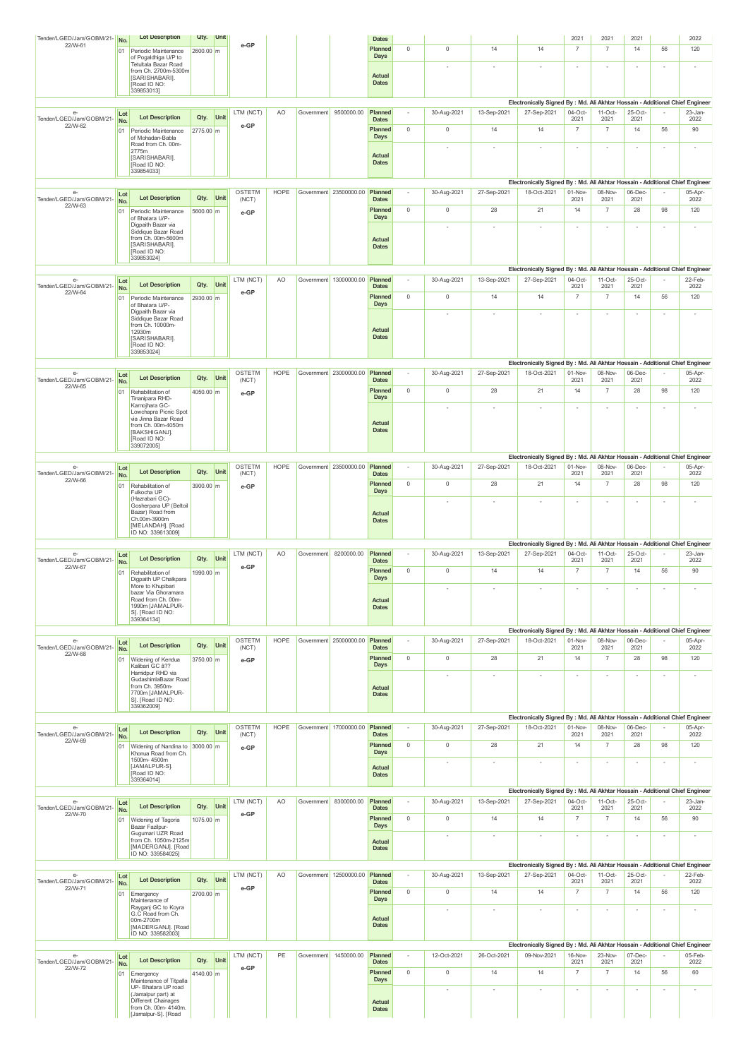| Tender/LGED/Jam/GOBM/21-22/W-61 | Lot No. | Lot Description | Qty. | Unit | e-GP | | | | Dates | | | | | 2021 | 2021 | 2021 | | 2022 |
|---|---|---|---|---|---|---|---|---|---|---|---|---|---|---|---|---|---|---|
| | 01 | Periodic Maintenance of Pogaldhiga U/P to Tetultala Bazar Road from Ch. 2700m-5300m [SARISHABARI]. [Road ID NO: 339853013] | 2600.00 | m | | | | | Planned Days | 0 | 0 | 14 | 14 | 7 | 7 | 14 | 56 | 120 |
| | | | | | | | | | Actual Dates | | - | - | - | - | - | - | - | - |

Electronically Signed By : Md. Ali Akhtar Hossain - Additional Chief Engineer

| e-Tender/LGED/Jam/GOBM/21-22/W-62 | Lot No. | Lot Description | Qty. | Unit | LTM (NCT) e-GP | AO | Government | 9500000.00 | Planned Dates | - | 30-Aug-2021 | 13-Sep-2021 | 27-Sep-2021 | 04-Oct-2021 | 11-Oct-2021 | 25-Oct-2021 | - | 23-Jan-2022 |
|---|---|---|---|---|---|---|---|---|---|---|---|---|---|---|---|---|---|---|
| | 01 | Periodic Maintenance of Mohadan-Babla Road from Ch. 00m-2775m [SARISHABARI]. [Road ID NO: 339854033] | 2775.00 | m | | | | | Planned Days | 0 | 0 | 14 | 14 | 7 | 7 | 14 | 56 | 90 |
| | | | | | | | | | Actual Dates | | - | - | - | - | - | - | - | - |

Electronically Signed By : Md. Ali Akhtar Hossain - Additional Chief Engineer

| e-Tender/LGED/Jam/GOBM/21-22/W-63 | Lot No. | Lot Description | Qty. | Unit | OSTETM (NCT) e-GP | HOPE | Government | 23500000.00 | Planned Dates | - | 30-Aug-2021 | 27-Sep-2021 | 18-Oct-2021 | 01-Nov-2021 | 08-Nov-2021 | 06-Dec-2021 | - | 05-Apr-2022 |
|---|---|---|---|---|---|---|---|---|---|---|---|---|---|---|---|---|---|---|
| | 01 | Periodic Maintenance of Bhatara U/P-Digpaith Bazar via Siddique Bazar Road from Ch. 00m-5600m [SARISHABARI]. [Road ID NO: 339853024] | 5600.00 | m | | | | | Planned Days | 0 | 0 | 28 | 21 | 14 | 7 | 28 | 98 | 120 |
| | | | | | | | | | Actual Dates | | - | - | - | - | - | - | - | - |

Electronically Signed By : Md. Ali Akhtar Hossain - Additional Chief Engineer

| e-Tender/LGED/Jam/GOBM/21-22/W-64 | Lot No. | Lot Description | Qty. | Unit | LTM (NCT) e-GP | AO | Government | 13000000.00 | Planned Dates | - | 30-Aug-2021 | 13-Sep-2021 | 27-Sep-2021 | 04-Oct-2021 | 11-Oct-2021 | 25-Oct-2021 | - | 22-Feb-2022 |
|---|---|---|---|---|---|---|---|---|---|---|---|---|---|---|---|---|---|---|
| | 01 | Periodic Maintenance of Bhatara U/P-Digpaith Bazar via Siddique Bazar Road from Ch. 10000m-12930m [SARISHABARI]. [Road ID NO: 339853024] | 2930.00 | m | | | | | Planned Days | 0 | 0 | 14 | 14 | 7 | 7 | 14 | 56 | 120 |
| | | | | | | | | | Actual Dates | | - | - | - | - | - | - | - | - |

Electronically Signed By : Md. Ali Akhtar Hossain - Additional Chief Engineer

| e-Tender/LGED/Jam/GOBM/21-22/W-65 | Lot No. | Lot Description | Qty. | Unit | OSTETM (NCT) e-GP | HOPE | Government | 23000000.00 | Planned Dates | - | 30-Aug-2021 | 27-Sep-2021 | 18-Oct-2021 | 01-Nov-2021 | 08-Nov-2021 | 06-Dec-2021 | - | 05-Apr-2022 |
|---|---|---|---|---|---|---|---|---|---|---|---|---|---|---|---|---|---|---|
| | 01 | Rehabilitation of Tinanipara RHD-Kamojhara GC-Lowchapra Picnic Spot via Jinna Bazar Road from Ch. 00m-4050m [BAKSHIGANJ]. [Road ID NO: 339072005] | 4050.00 | m | | | | | Planned Days | 0 | 0 | 28 | 21 | 14 | 7 | 28 | 98 | 120 |
| | | | | | | | | | Actual Dates | | - | - | - | - | - | - | - | - |

Electronically Signed By : Md. Ali Akhtar Hossain - Additional Chief Engineer

| e-Tender/LGED/Jam/GOBM/21-22/W-66 | Lot No. | Lot Description | Qty. | Unit | OSTETM (NCT) e-GP | HOPE | Government | 23500000.00 | Planned Dates | - | 30-Aug-2021 | 27-Sep-2021 | 18-Oct-2021 | 01-Nov-2021 | 08-Nov-2021 | 06-Dec-2021 | - | 05-Apr-2022 |
|---|---|---|---|---|---|---|---|---|---|---|---|---|---|---|---|---|---|---|
| | 01 | Rehabilitation of Fulkocha UP (Hazrabari GC)-Gosherpara UP (Beltoil Bazar) Road from Ch.00m-3900m [MELANDAH]. [Road ID NO: 339613009] | 3900.00 | m | | | | | Planned Days | 0 | 0 | 28 | 21 | 14 | 7 | 28 | 98 | 120 |
| | | | | | | | | | Actual Dates | | - | - | - | - | - | - | - | - |

Electronically Signed By : Md. Ali Akhtar Hossain - Additional Chief Engineer

| e-Tender/LGED/Jam/GOBM/21-22/W-67 | Lot No. | Lot Description | Qty. | Unit | LTM (NCT) e-GP | AO | Government | 8200000.00 | Planned Dates | - | 30-Aug-2021 | 13-Sep-2021 | 27-Sep-2021 | 04-Oct-2021 | 11-Oct-2021 | 25-Oct-2021 | - | 23-Jan-2022 |
|---|---|---|---|---|---|---|---|---|---|---|---|---|---|---|---|---|---|---|
| | 01 | Rehabilitation of Digpaith UP Chalkpara More to Khupibari bazar Via Ghoramara Road from Ch. 00m-1990m [JAMALPUR-S]. [Road ID NO: 339364134] | 1990.00 | m | | | | | Planned Days | 0 | 0 | 14 | 14 | 7 | 7 | 14 | 56 | 90 |
| | | | | | | | | | Actual Dates | | - | - | - | - | - | - | - | - |

Electronically Signed By : Md. Ali Akhtar Hossain - Additional Chief Engineer

| e-Tender/LGED/Jam/GOBM/21-22/W-68 | Lot No. | Lot Description | Qty. | Unit | OSTETM (NCT) e-GP | HOPE | Government | 25000000.00 | Planned Dates | - | 30-Aug-2021 | 27-Sep-2021 | 18-Oct-2021 | 01-Nov-2021 | 08-Nov-2021 | 06-Dec-2021 | - | 05-Apr-2022 |
|---|---|---|---|---|---|---|---|---|---|---|---|---|---|---|---|---|---|---|
| | 01 | Widening of Kendua Kalibari GC â?? Hamidpur RHD via GudashimlaBazar Road from Ch. 3950m-7700m [JAMALPUR-S]. [Road ID NO: 339362009] | 3750.00 | m | | | | | Planned Days | 0 | 0 | 28 | 21 | 14 | 7 | 28 | 98 | 120 |
| | | | | | | | | | Actual Dates | | - | - | - | - | - | - | - | - |

Electronically Signed By : Md. Ali Akhtar Hossain - Additional Chief Engineer

| e-Tender/LGED/Jam/GOBM/21-22/W-69 | Lot No. | Lot Description | Qty. | Unit | OSTETM (NCT) e-GP | HOPE | Government | 17000000.00 | Planned Dates | - | 30-Aug-2021 | 27-Sep-2021 | 18-Oct-2021 | 01-Nov-2021 | 08-Nov-2021 | 06-Dec-2021 | - | 05-Apr-2022 |
|---|---|---|---|---|---|---|---|---|---|---|---|---|---|---|---|---|---|---|
| | 01 | Widening of Nandina to Khonua Road from Ch. 1500m-4500m [JAMALPUR-S]. [Road ID NO: 339364014] | 3000.00 | m | | | | | Planned Days | 0 | 0 | 28 | 21 | 14 | 7 | 28 | 98 | 120 |
| | | | | | | | | | Actual Dates | | - | - | - | - | - | - | - | - |

Electronically Signed By : Md. Ali Akhtar Hossain - Additional Chief Engineer

| e-Tender/LGED/Jam/GOBM/21-22/W-70 | Lot No. | Lot Description | Qty. | Unit | LTM (NCT) e-GP | AO | Government | 8300000.00 | Planned Dates | - | 30-Aug-2021 | 13-Sep-2021 | 27-Sep-2021 | 04-Oct-2021 | 11-Oct-2021 | 25-Oct-2021 | - | 23-Jan-2022 |
|---|---|---|---|---|---|---|---|---|---|---|---|---|---|---|---|---|---|---|
| | 01 | Widening of Tagoria Bazar Fazilpur-Gugumari UZR Road from Ch. 1050m-2125m [MADERGANJ]. [Road ID NO: 339584025] | 1075.00 | m | | | | | Planned Days | 0 | 0 | 14 | 14 | 7 | 7 | 14 | 56 | 90 |
| | | | | | | | | | Actual Dates | | - | - | - | - | - | - | - | - |

Electronically Signed By : Md. Ali Akhtar Hossain - Additional Chief Engineer

| e-Tender/LGED/Jam/GOBM/21-22/W-71 | Lot No. | Lot Description | Qty. | Unit | LTM (NCT) e-GP | AO | Government | 12500000.00 | Planned Dates | - | 30-Aug-2021 | 13-Sep-2021 | 27-Sep-2021 | 04-Oct-2021 | 11-Oct-2021 | 25-Oct-2021 | - | 22-Feb-2022 |
|---|---|---|---|---|---|---|---|---|---|---|---|---|---|---|---|---|---|---|
| | 01 | Emergency Maintenance of Rayganj GC to Koyra G.C Road from Ch. 00m-2700m [MADERGANJ]. [Road ID NO: 339582003] | 2700.00 | m | | | | | Planned Days | 0 | 0 | 14 | 14 | 7 | 7 | 14 | 56 | 120 |
| | | | | | | | | | Actual Dates | | - | - | - | - | - | - | - | - |

Electronically Signed By : Md. Ali Akhtar Hossain - Additional Chief Engineer

| e-Tender/LGED/Jam/GOBM/21-22/W-72 | Lot No. | Lot Description | Qty. | Unit | LTM (NCT) e-GP | PE | Government | 1450000.00 | Planned Dates | - | 12-Oct-2021 | 26-Oct-2021 | 09-Nov-2021 | 16-Nov-2021 | 23-Nov-2021 | 07-Dec-2021 | - | 05-Feb-2022 |
|---|---|---|---|---|---|---|---|---|---|---|---|---|---|---|---|---|---|---|
| | 01 | Emergency Maintenance of Tilpalla UP- Bhatara UP road (Jamalpur part) at Different Chainages from Ch. 00m- 4140m. [Jamalpur-S]. [Road | 4140.00 | m | | | | | Planned Days | 0 | 0 | 14 | 14 | 7 | 7 | 14 | 56 | 60 |
| | | | | | | | | | Actual Dates | | - | - | - | - | - | - | - | - |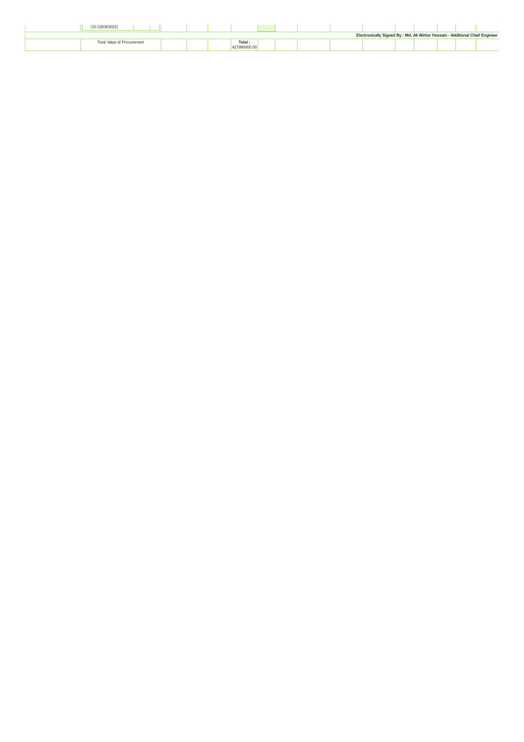| | | | | | | | | | | | | | | |
|---|---|---|---|---|---|---|---|---|---|---|---|---|---|---|
| | ID-339363023] | | | | | | | | | | | | | |
| Electronically Signed By : Md. Ali Akhtar Hossain - Additional Chief Engineer | | | | | | | | | | | | | | |
| | Total Value of Procurement | | | | Total : 421990000.00 | | | | | | | | | |